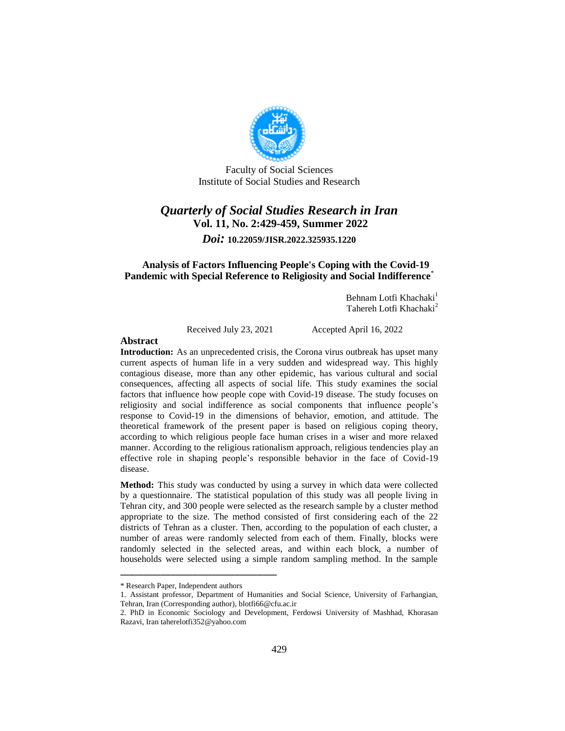Faculty of Social Sciences
Institute of Social Studies and Research

## *Quarterly of Social Studies Research in Iran*

**Vol. 11, No. 2:429-459, Summer 2022**

***Doi:*** **10.22059/JISR.2022.325935.1220**

# Analysis of Factors Influencing People's Coping with the Covid-19 Pandemic with Special Reference to Religiosity and Social Indifference[*]

Behnam Lotfi Khachaki[1]
Tahereh Lotfi Khachaki[2]

Received July 23, 2021 Accepted April 16, 2022

## Abstract

**Introduction:** As an unprecedented crisis, the Corona virus outbreak has upset many current aspects of human life in a very sudden and widespread way. This highly contagious disease, more than any other epidemic, has various cultural and social consequences, affecting all aspects of social life. This study examines the social factors that influence how people cope with Covid-19 disease. The study focuses on religiosity and social indifference as social components that influence people's response to Covid-19 in the dimensions of behavior, emotion, and attitude. The theoretical framework of the present paper is based on religious coping theory, according to which religious people face human crises in a wiser and more relaxed manner. According to the religious rationalism approach, religious tendencies play an effective role in shaping people's responsible behavior in the face of Covid-19 disease.

**Method:** This study was conducted by using a survey in which data were collected by a questionnaire. The statistical population of this study was all people living in Tehran city, and 300 people were selected as the research sample by a cluster method appropriate to the size. The method consisted of first considering each of the 22 districts of Tehran as a cluster. Then, according to the population of each cluster, a number of areas were randomly selected from each of them. Finally, blocks were randomly selected in the selected areas, and within each block, a number of households were selected using a simple random sampling method. In the sample

---

\* Research Paper, Independent authors

1. Assistant professor, Department of Humanities and Social Science, University of Farhangian, Tehran, Iran (Corresponding author), blotfi66@cfu.ac.ir

2. PhD in Economic Sociology and Development, Ferdowsi University of Mashhad, Khorasan Razavi, Iran taherelotfi352@yahoo.com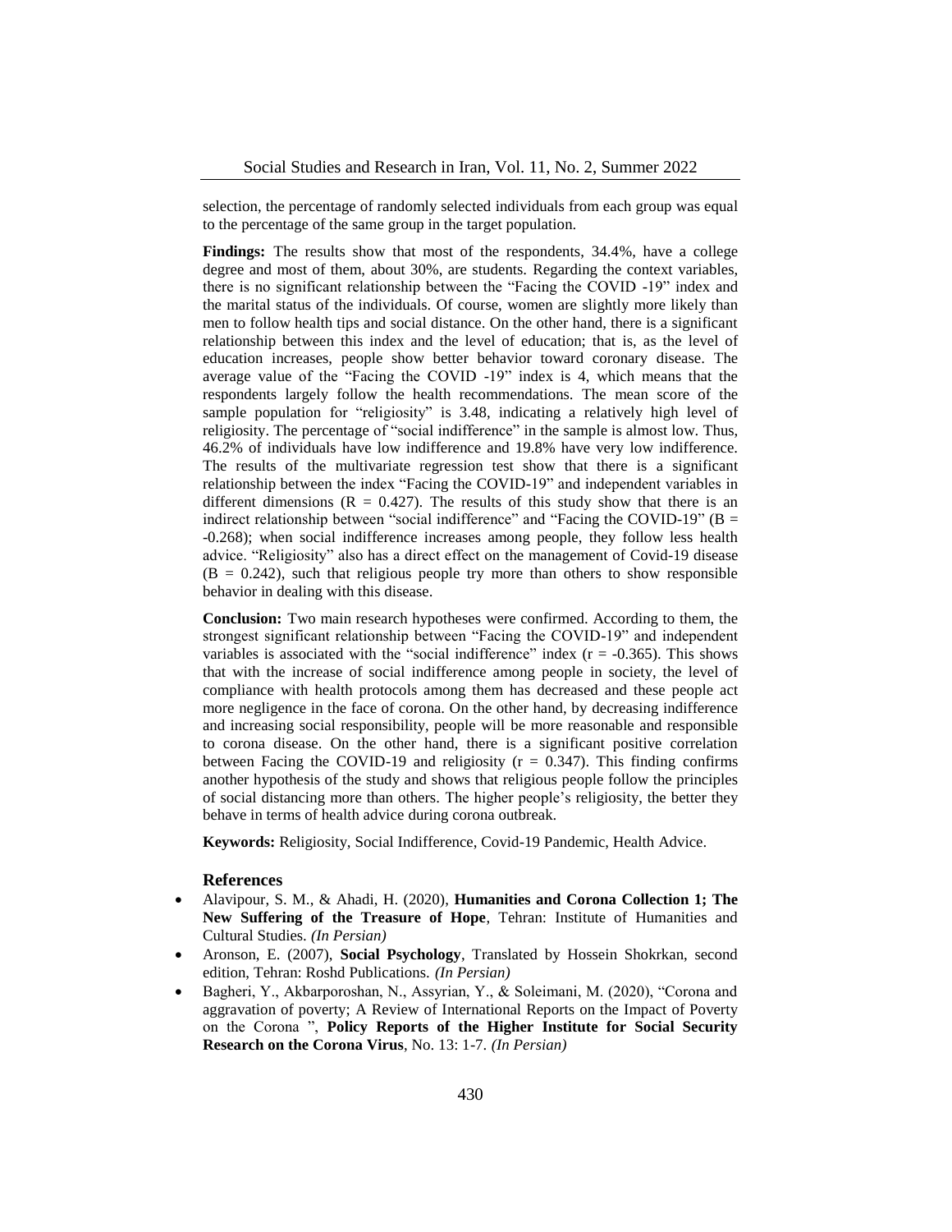selection, the percentage of randomly selected individuals from each group was equal to the percentage of the same group in the target population.

**Findings:** The results show that most of the respondents, 34.4%, have a college degree and most of them, about 30%, are students. Regarding the context variables, there is no significant relationship between the "Facing the COVID -19" index and the marital status of the individuals. Of course, women are slightly more likely than men to follow health tips and social distance. On the other hand, there is a significant relationship between this index and the level of education; that is, as the level of education increases, people show better behavior toward coronary disease. The average value of the "Facing the COVID -19" index is 4, which means that the respondents largely follow the health recommendations. The mean score of the sample population for "religiosity" is 3.48, indicating a relatively high level of religiosity. The percentage of "social indifference" in the sample is almost low. Thus, 46.2% of individuals have low indifference and 19.8% have very low indifference. The results of the multivariate regression test show that there is a significant relationship between the index "Facing the COVID-19" and independent variables in different dimensions ($R = 0.427$). The results of this study show that there is an indirect relationship between "social indifference" and "Facing the COVID-19" ($B = -0.268$); when social indifference increases among people, they follow less health advice. "Religiosity" also has a direct effect on the management of Covid-19 disease ($B = 0.242$), such that religious people try more than others to show responsible behavior in dealing with this disease.

**Conclusion:** Two main research hypotheses were confirmed. According to them, the strongest significant relationship between "Facing the COVID-19" and independent variables is associated with the "social indifference" index ($r = -0.365$). This shows that with the increase of social indifference among people in society, the level of compliance with health protocols among them has decreased and these people act more negligence in the face of corona. On the other hand, by decreasing indifference and increasing social responsibility, people will be more reasonable and responsible to corona disease. On the other hand, there is a significant positive correlation between Facing the COVID-19 and religiosity ($r = 0.347$). This finding confirms another hypothesis of the study and shows that religious people follow the principles of social distancing more than others. The higher people's religiosity, the better they behave in terms of health advice during corona outbreak.

**Keywords:** Religiosity, Social Indifference, Covid-19 Pandemic, Health Advice.

### References

- Alavipour, S. M., & Ahadi, H. (2020), **Humanities and Corona Collection 1; The New Suffering of the Treasure of Hope**, Tehran: Institute of Humanities and Cultural Studies. *(In Persian)*
- Aronson, E. (2007), **Social Psychology**, Translated by Hossein Shokrkan, second edition, Tehran: Roshd Publications. *(In Persian)*
- Bagheri, Y., Akbarporoshan, N., Assyrian, Y., & Soleimani, M. (2020), "Corona and aggravation of poverty; A Review of International Reports on the Impact of Poverty on the Corona ", **Policy Reports of the Higher Institute for Social Security Research on the Corona Virus**, No. 13: 1-7. *(In Persian)*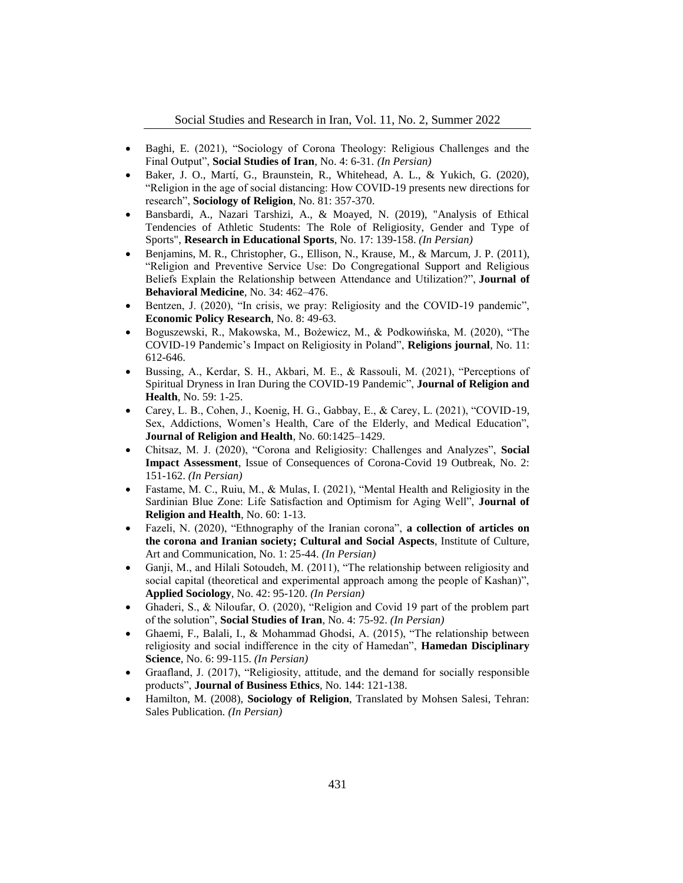- Baghi, E. (2021), "Sociology of Corona Theology: Religious Challenges and the Final Output", **Social Studies of Iran**, No. 4: 6-31. *(In Persian)*
- Baker, J. O., Martí, G., Braunstein, R., Whitehead, A. L., & Yukich, G. (2020), "Religion in the age of social distancing: How COVID-19 presents new directions for research", **Sociology of Religion**, No. 81: 357-370.
- Bansbardi, A., Nazari Tarshizi, A., & Moayed, N. (2019), "Analysis of Ethical Tendencies of Athletic Students: The Role of Religiosity, Gender and Type of Sports", **Research in Educational Sports**, No. 17: 139-158. *(In Persian)*
- Benjamins, M. R., Christopher, G., Ellison, N., Krause, M., & Marcum, J. P. (2011), "Religion and Preventive Service Use: Do Congregational Support and Religious Beliefs Explain the Relationship between Attendance and Utilization?", **Journal of Behavioral Medicine**, No. 34: 462–476.
- Bentzen, J. (2020), "In crisis, we pray: Religiosity and the COVID-19 pandemic", **Economic Policy Research**, No. 8: 49-63.
- Boguszewski, R., Makowska, M., Bożewicz, M., & Podkowińska, M. (2020), "The COVID-19 Pandemic's Impact on Religiosity in Poland", **Religions journal**, No. 11: 612-646.
- Bussing, A., Kerdar, S. H., Akbari, M. E., & Rassouli, M. (2021), "Perceptions of Spiritual Dryness in Iran During the COVID-19 Pandemic", **Journal of Religion and Health**, No. 59: 1-25.
- Carey, L. B., Cohen, J., Koenig, H. G., Gabbay, E., & Carey, L. (2021), "COVID-19, Sex, Addictions, Women's Health, Care of the Elderly, and Medical Education", **Journal of Religion and Health**, No. 60:1425–1429.
- Chitsaz, M. J. (2020), "Corona and Religiosity: Challenges and Analyzes", **Social Impact Assessment**, Issue of Consequences of Corona-Covid 19 Outbreak, No. 2: 151-162. *(In Persian)*
- Fastame, M. C., Ruiu, M., & Mulas, I. (2021), "Mental Health and Religiosity in the Sardinian Blue Zone: Life Satisfaction and Optimism for Aging Well", **Journal of Religion and Health**, No. 60: 1-13.
- Fazeli, N. (2020), "Ethnography of the Iranian corona", **a collection of articles on the corona and Iranian society; Cultural and Social Aspects**, Institute of Culture, Art and Communication, No. 1: 25-44. *(In Persian)*
- Ganji, M., and Hilali Sotoudeh, M. (2011), "The relationship between religiosity and social capital (theoretical and experimental approach among the people of Kashan)", **Applied Sociology**, No. 42: 95-120. *(In Persian)*
- Ghaderi, S., & Niloufar, O. (2020), "Religion and Covid 19 part of the problem part of the solution", **Social Studies of Iran**, No. 4: 75-92. *(In Persian)*
- Ghaemi, F., Balali, I., & Mohammad Ghodsi, A. (2015), "The relationship between religiosity and social indifference in the city of Hamedan", **Hamedan Disciplinary Science**, No. 6: 99-115. *(In Persian)*
- Graafland, J. (2017), "Religiosity, attitude, and the demand for socially responsible products", **Journal of Business Ethics**, No. 144: 121-138.
- Hamilton, M. (2008), **Sociology of Religion**, Translated by Mohsen Salesi, Tehran: Sales Publication. *(In Persian)*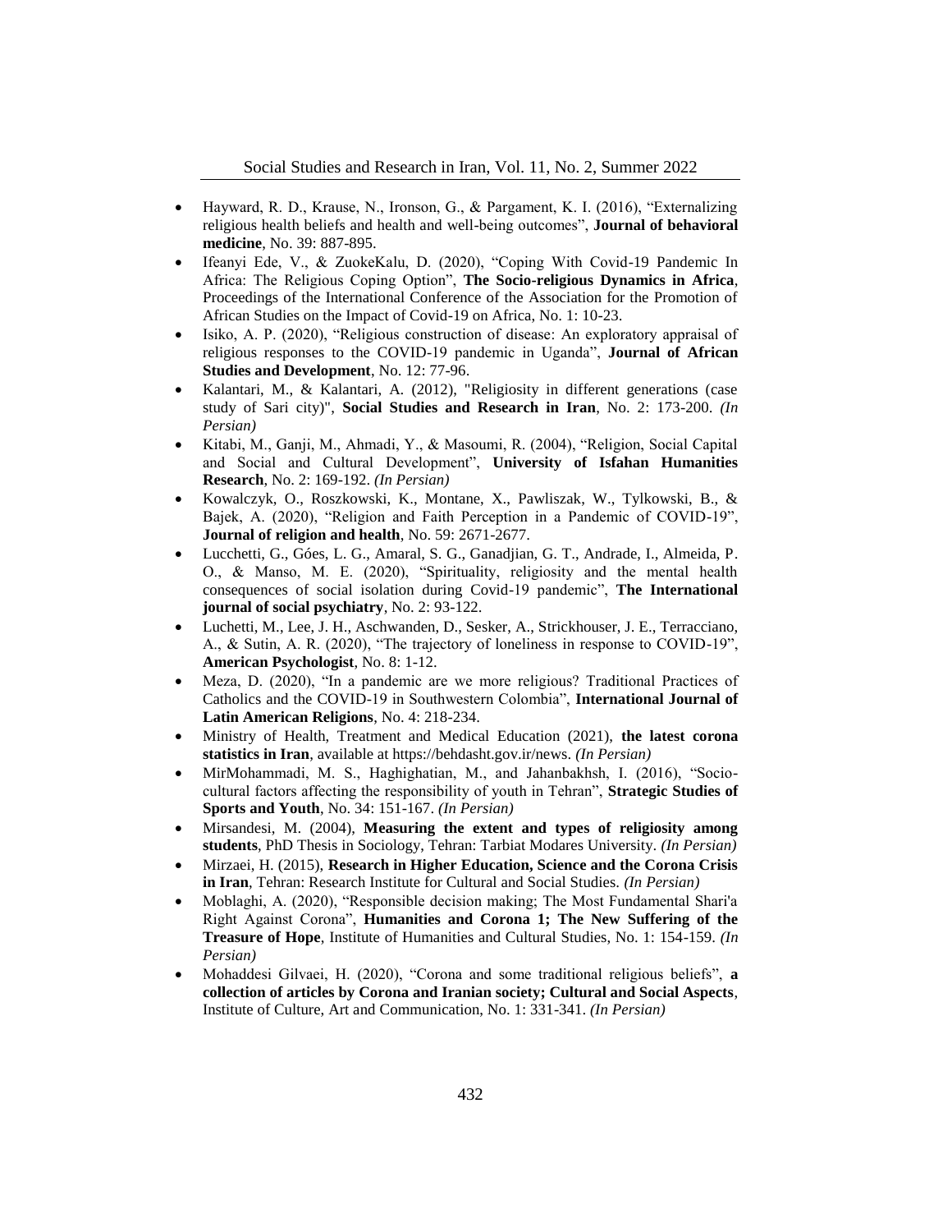- Hayward, R. D., Krause, N., Ironson, G., & Pargament, K. I. (2016), "Externalizing religious health beliefs and health and well-being outcomes", **Journal of behavioral medicine**, No. 39: 887-895.
- Ifeanyi Ede, V., & ZuokeKalu, D. (2020), "Coping With Covid-19 Pandemic In Africa: The Religious Coping Option", **The Socio-religious Dynamics in Africa**, Proceedings of the International Conference of the Association for the Promotion of African Studies on the Impact of Covid-19 on Africa, No. 1: 10-23.
- Isiko, A. P. (2020), "Religious construction of disease: An exploratory appraisal of religious responses to the COVID-19 pandemic in Uganda", **Journal of African Studies and Development**, No. 12: 77-96.
- Kalantari, M., & Kalantari, A. (2012), "Religiosity in different generations (case study of Sari city)", **Social Studies and Research in Iran**, No. 2: 173-200. *(In Persian)*
- Kitabi, M., Ganji, M., Ahmadi, Y., & Masoumi, R. (2004), "Religion, Social Capital and Social and Cultural Development", **University of Isfahan Humanities Research**, No. 2: 169-192. *(In Persian)*
- Kowalczyk, O., Roszkowski, K., Montane, X., Pawliszak, W., Tylkowski, B., & Bajek, A. (2020), "Religion and Faith Perception in a Pandemic of COVID-19", **Journal of religion and health**, No. 59: 2671-2677.
- Lucchetti, G., Góes, L. G., Amaral, S. G., Ganadjian, G. T., Andrade, I., Almeida, P. O., & Manso, M. E. (2020), "Spirituality, religiosity and the mental health consequences of social isolation during Covid-19 pandemic", **The International journal of social psychiatry**, No. 2: 93-122.
- Luchetti, M., Lee, J. H., Aschwanden, D., Sesker, A., Strickhouser, J. E., Terracciano, A., & Sutin, A. R. (2020), "The trajectory of loneliness in response to COVID-19", **American Psychologist**, No. 8: 1-12.
- Meza, D. (2020), "In a pandemic are we more religious? Traditional Practices of Catholics and the COVID-19 in Southwestern Colombia", **International Journal of Latin American Religions**, No. 4: 218-234.
- Ministry of Health, Treatment and Medical Education (2021), **the latest corona statistics in Iran**, available at https://behdasht.gov.ir/news. *(In Persian)*
- MirMohammadi, M. S., Haghighatian, M., and Jahanbakhsh, I. (2016), "Socio-cultural factors affecting the responsibility of youth in Tehran", **Strategic Studies of Sports and Youth**, No. 34: 151-167. *(In Persian)*
- Mirsandesi, M. (2004), **Measuring the extent and types of religiosity among students**, PhD Thesis in Sociology, Tehran: Tarbiat Modares University. *(In Persian)*
- Mirzaei, H. (2015), **Research in Higher Education, Science and the Corona Crisis in Iran**, Tehran: Research Institute for Cultural and Social Studies. *(In Persian)*
- Moblaghi, A. (2020), "Responsible decision making; The Most Fundamental Shari'a Right Against Corona", **Humanities and Corona 1; The New Suffering of the Treasure of Hope**, Institute of Humanities and Cultural Studies, No. 1: 154-159. *(In Persian)*
- Mohaddesi Gilvaei, H. (2020), "Corona and some traditional religious beliefs", **a collection of articles by Corona and Iranian society; Cultural and Social Aspects**, Institute of Culture, Art and Communication, No. 1: 331-341. *(In Persian)*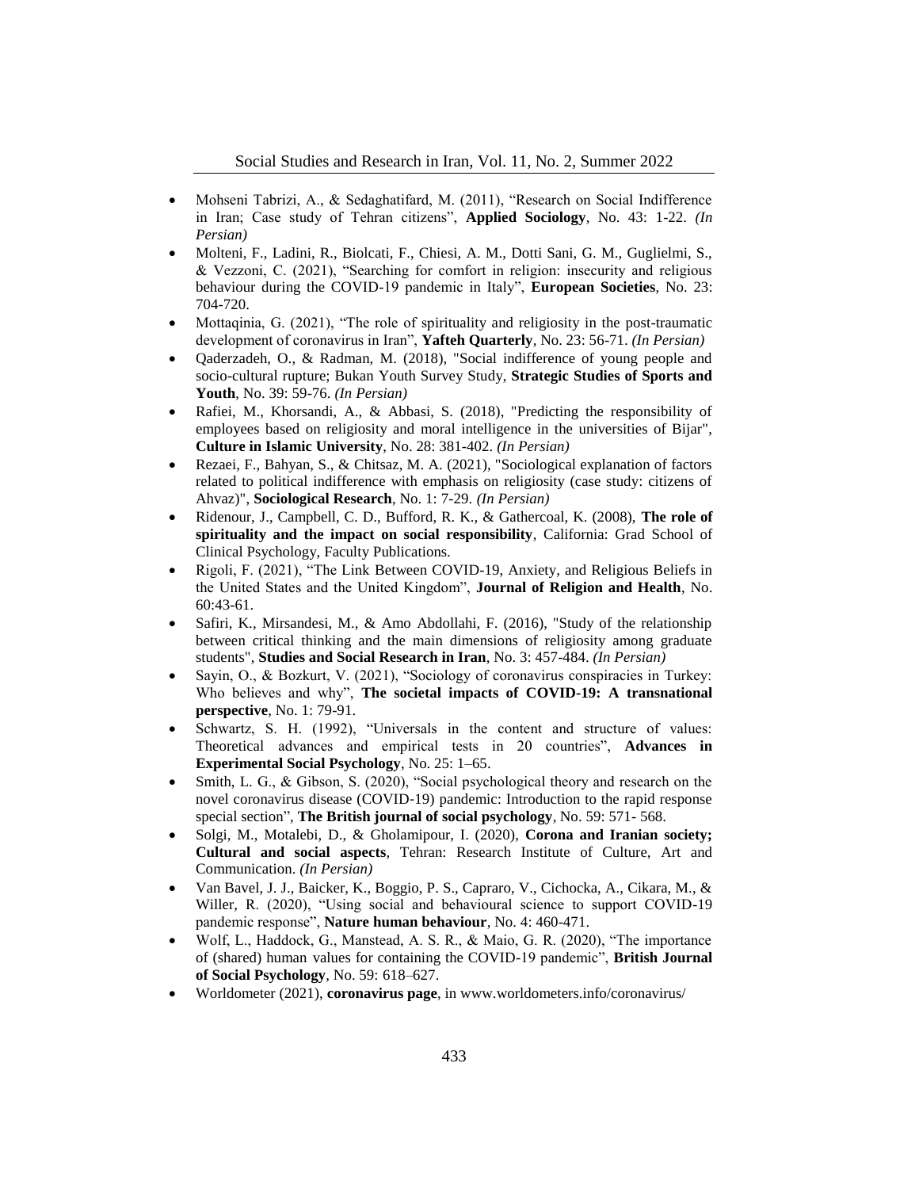- Mohseni Tabrizi, A., & Sedaghatifard, M. (2011), "Research on Social Indifference in Iran; Case study of Tehran citizens", **Applied Sociology**, No. 43: 1-22. *(In Persian)*
- Molteni, F., Ladini, R., Biolcati, F., Chiesi, A. M., Dotti Sani, G. M., Guglielmi, S., & Vezzoni, C. (2021), "Searching for comfort in religion: insecurity and religious behaviour during the COVID-19 pandemic in Italy", **European Societies**, No. 23: 704-720.
- Mottaqinia, G. (2021), "The role of spirituality and religiosity in the post-traumatic development of coronavirus in Iran", **Yafteh Quarterly**, No. 23: 56-71. *(In Persian)*
- Qaderzadeh, O., & Radman, M. (2018), "Social indifference of young people and socio-cultural rupture; Bukan Youth Survey Study, **Strategic Studies of Sports and Youth**, No. 39: 59-76. *(In Persian)*
- Rafiei, M., Khorsandi, A., & Abbasi, S. (2018), "Predicting the responsibility of employees based on religiosity and moral intelligence in the universities of Bijar", **Culture in Islamic University**, No. 28: 381-402. *(In Persian)*
- Rezaei, F., Bahyan, S., & Chitsaz, M. A. (2021), "Sociological explanation of factors related to political indifference with emphasis on religiosity (case study: citizens of Ahvaz)", **Sociological Research**, No. 1: 7-29. *(In Persian)*
- Ridenour, J., Campbell, C. D., Bufford, R. K., & Gathercoal, K. (2008), **The role of spirituality and the impact on social responsibility**, California: Grad School of Clinical Psychology, Faculty Publications.
- Rigoli, F. (2021), "The Link Between COVID-19, Anxiety, and Religious Beliefs in the United States and the United Kingdom", **Journal of Religion and Health**, No. 60:43-61.
- Safiri, K., Mirsandesi, M., & Amo Abdollahi, F. (2016), "Study of the relationship between critical thinking and the main dimensions of religiosity among graduate students", **Studies and Social Research in Iran**, No. 3: 457-484. *(In Persian)*
- Sayin, O., & Bozkurt, V. (2021), "Sociology of coronavirus conspiracies in Turkey: Who believes and why", **The societal impacts of COVID-19: A transnational perspective**, No. 1: 79-91.
- Schwartz, S. H. (1992), "Universals in the content and structure of values: Theoretical advances and empirical tests in 20 countries", **Advances in Experimental Social Psychology**, No. 25: 1–65.
- Smith, L. G., & Gibson, S. (2020), "Social psychological theory and research on the novel coronavirus disease (COVID‐19) pandemic: Introduction to the rapid response special section", **The British journal of social psychology**, No. 59: 571- 568.
- Solgi, M., Motalebi, D., & Gholamipour, I. (2020), **Corona and Iranian society; Cultural and social aspects**, Tehran: Research Institute of Culture, Art and Communication. *(In Persian)*
- Van Bavel, J. J., Baicker, K., Boggio, P. S., Capraro, V., Cichocka, A., Cikara, M., & Willer, R. (2020), "Using social and behavioural science to support COVID-19 pandemic response", **Nature human behaviour**, No. 4: 460-471.
- Wolf, L., Haddock, G., Manstead, A. S. R., & Maio, G. R. (2020), "The importance of (shared) human values for containing the COVID-19 pandemic", **British Journal of Social Psychology**, No. 59: 618–627.
- Worldometer (2021), **coronavirus page**, in www.worldometers.info/coronavirus/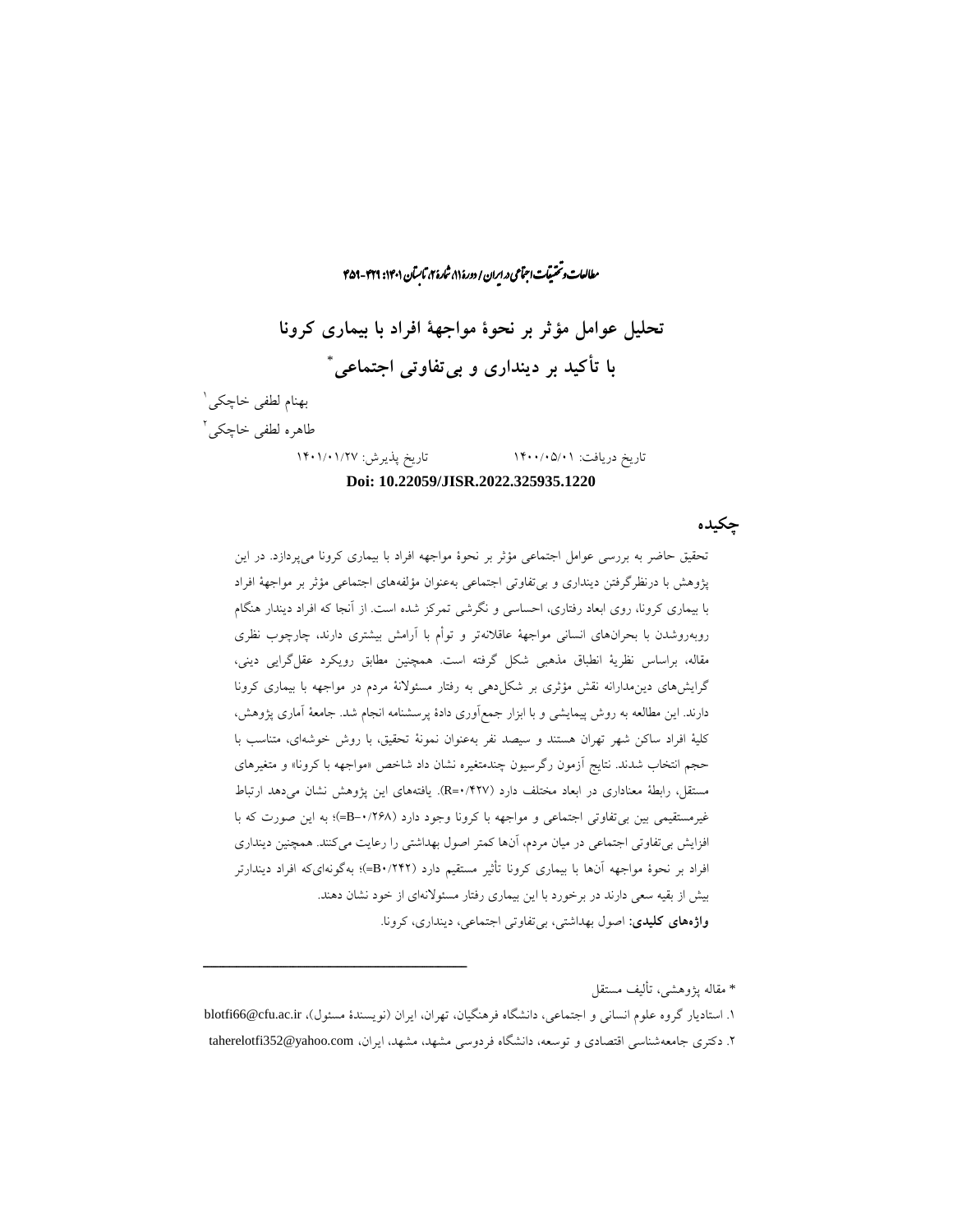# تحلیل عوامل مؤثر بر نحوهٔ مواجههٔ افراد با بیماری کرونا با تأکید بر دینداری و بی‌تفاوتی اجتماعی*

بهنام لطفی خاچکی[1]

طاهره لطفی خاچکی[2]

تاریخ دریافت: ۱۴۰۰/۰۵/۰۱ تاریخ پذیرش: ۱۴۰۱/۰۱/۲۷

**Doi: 10.22059/JISR.2022.325935.1220**

## چکیده

تحقیق حاضر به بررسی عوامل اجتماعی مؤثر بر نحوهٔ مواجهه افراد با بیماری کرونا می‌پردازد. در این پژوهش با درنظرگرفتن دینداری و بی‌تفاوتی اجتماعی به‌عنوان مؤلفه‌های اجتماعی مؤثر بر مواجههٔ افراد با بیماری کرونا، روی ابعاد رفتاری، احساسی و نگرشی تمرکز شده است. از آنجا که افراد دیندار هنگام روبه‌روشدن با بحران‌های انسانی مواجههٔ عاقلانه‌تر و توأم با آرامش بیشتری دارند، چارچوب نظری مقاله، براساس نظریهٔ انطباق مذهبی شکل گرفته است. همچنین مطابق رویکرد عقل‌گرایی دینی، گرایش‌های دین‌مدارانه نقش مؤثری بر شکل‌دهی به رفتار مسئولانهٔ مردم در مواجهه با بیماری کرونا دارند. این مطالعه به روش پیمایشی و با ابزار جمع‌آوری دادهٔ پرسشنامه انجام شد. جامعهٔ آماری پژوهش، کلیهٔ افراد ساکن شهر تهران هستند و سیصد نفر به‌عنوان نمونهٔ تحقیق، با روش خوشه‌ای، متناسب با حجم انتخاب شدند. نتایج آزمون رگرسیون چندمتغیره نشان داد شاخص «مواجهه با کرونا» و متغیرهای مستقل، رابطهٔ معناداری در ابعاد مختلف دارد ($R=0.427$). یافته‌های این پژوهش نشان می‌دهد ارتباط غیرمستقیمی بین بی‌تفاوتی اجتماعی و مواجهه با کرونا وجود دارد ($B=-0.268$)؛ به این صورت که با افزایش بی‌تفاوتی اجتماعی در میان مردم، آن‌ها کمتر اصول بهداشتی را رعایت می‌کنند. همچنین دینداری افراد بر نحوهٔ مواجهه آن‌ها با بیماری کرونا تأثیر مستقیم دارد ($B=0.242$)؛ به‌گونه‌ای‌که افراد دیندارتر بیش از بقیه سعی دارند در برخورد با این بیماری رفتار مسئولانه‌ای از خود نشان دهند.

**واژه‌های کلیدی:** اصول بهداشتی، بی‌تفاوتی اجتماعی، دینداری، کرونا.

---

* مقاله پژوهشی، تألیف مستقل

۱. استادیار گروه علوم انسانی و اجتماعی، دانشگاه فرهنگیان، تهران، ایران (نویسندهٔ مسئول)، blotfi66@cfu.ac.ir

۲. دکتری جامعه‌شناسی اقتصادی و توسعه، دانشگاه فردوسی مشهد، مشهد، ایران، taherelotfi352@yahoo.com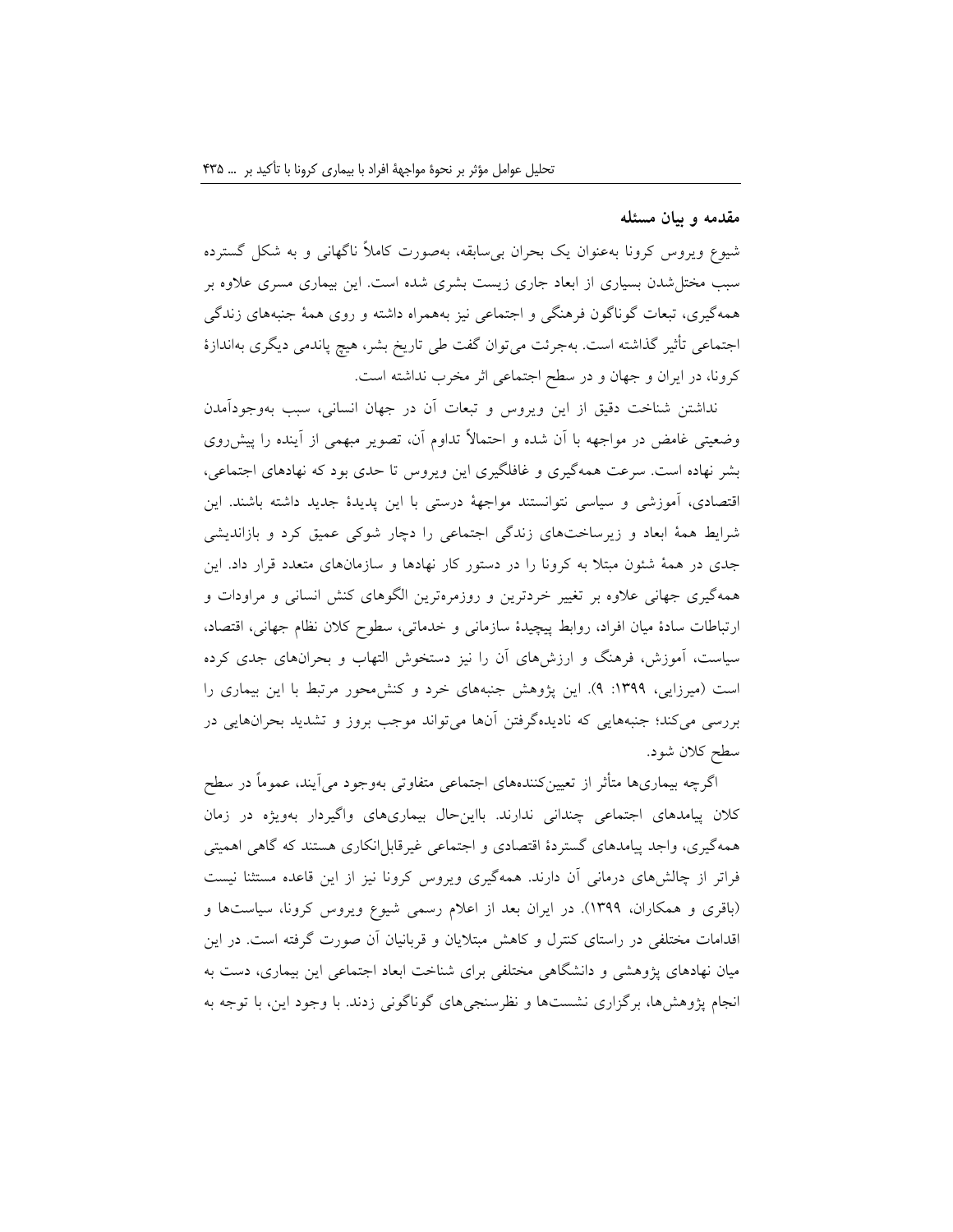## مقدمه و بیان مسئله

شیوع ویروس کرونا به‌عنوان یک بحران بی‌سابقه، به‌صورت کاملاً ناگهانی و به شکل گسترده سبب مختل‌شدن بسیاری از ابعاد جاری زیست بشری شده است. این بیماری مسری علاوه بر همه‌گیری، تبعات گوناگون فرهنگی و اجتماعی نیز به‌همراه داشته و روی همهٔ جنبه‌های زندگی اجتماعی تأثیر گذاشته است. به‌جرئت می‌توان گفت طی تاریخ بشر، هیچ پاندمی دیگری به‌اندازهٔ کرونا، در ایران و جهان و در سطح اجتماعی اثر مخرب نداشته است.

نداشتن شناخت دقیق از این ویروس و تبعات آن در جهان انسانی، سبب به‌وجودآمدن وضعیتی غامض در مواجهه با آن شده و احتمالاً تداوم آن، تصویر مبهمی از آینده را پیش‌روی بشر نهاده است. سرعت همه‌گیری و غافلگیری این ویروس تا حدی بود که نهادهای اجتماعی، اقتصادی، آموزشی و سیاسی نتوانستند مواجههٔ درستی با این پدیدهٔ جدید داشته باشند. این شرایط همهٔ ابعاد و زیرساخت‌های زندگی اجتماعی را دچار شوکی عمیق کرد و بازاندیشی جدی در همهٔ شئون مبتلا به کرونا را در دستور کار نهادها و سازمان‌های متعدد قرار داد. این همه‌گیری جهانی علاوه بر تغییر خردترین و روزمره‌ترین الگوهای کنش انسانی و مراودات و ارتباطات سادهٔ میان افراد، روابط پیچیدهٔ سازمانی و خدماتی، سطوح کلان نظام جهانی، اقتصاد، سیاست، آموزش، فرهنگ و ارزش‌های آن را نیز دستخوش التهاب و بحران‌های جدی کرده است (میرزایی، ۱۳۹۹: ۹). این پژوهش جنبه‌های خرد و کنش‌محور مرتبط با این بیماری را بررسی می‌کند؛ جنبه‌هایی که نادیده‌گرفتن آن‌ها می‌تواند موجب بروز و تشدید بحران‌هایی در سطح کلان شود.

اگرچه بیماری‌ها متأثر از تعیین‌کننده‌های اجتماعی متفاوتی به‌وجود می‌آیند، عموماً در سطح کلان پیامدهای اجتماعی چندانی ندارند. بااین‌حال بیماری‌های واگیردار به‌ویژه در زمان همه‌گیری، واجد پیامدهای گستردهٔ اقتصادی و اجتماعی غیرقابل‌انکاری هستند که گاهی اهمیتی فراتر از چالش‌های درمانی آن دارند. همه‌گیری ویروس کرونا نیز از این قاعده مستثنا نیست (باقری و همکاران، ۱۳۹۹). در ایران بعد از اعلام رسمی شیوع ویروس کرونا، سیاست‌ها و اقدامات مختلفی در راستای کنترل و کاهش مبتلایان و قربانیان آن صورت گرفته است. در این میان نهادهای پژوهشی و دانشگاهی مختلفی برای شناخت ابعاد اجتماعی این بیماری، دست به انجام پژوهش‌ها، برگزاری نشست‌ها و نظرسنجی‌های گوناگونی زدند. با وجود این، با توجه به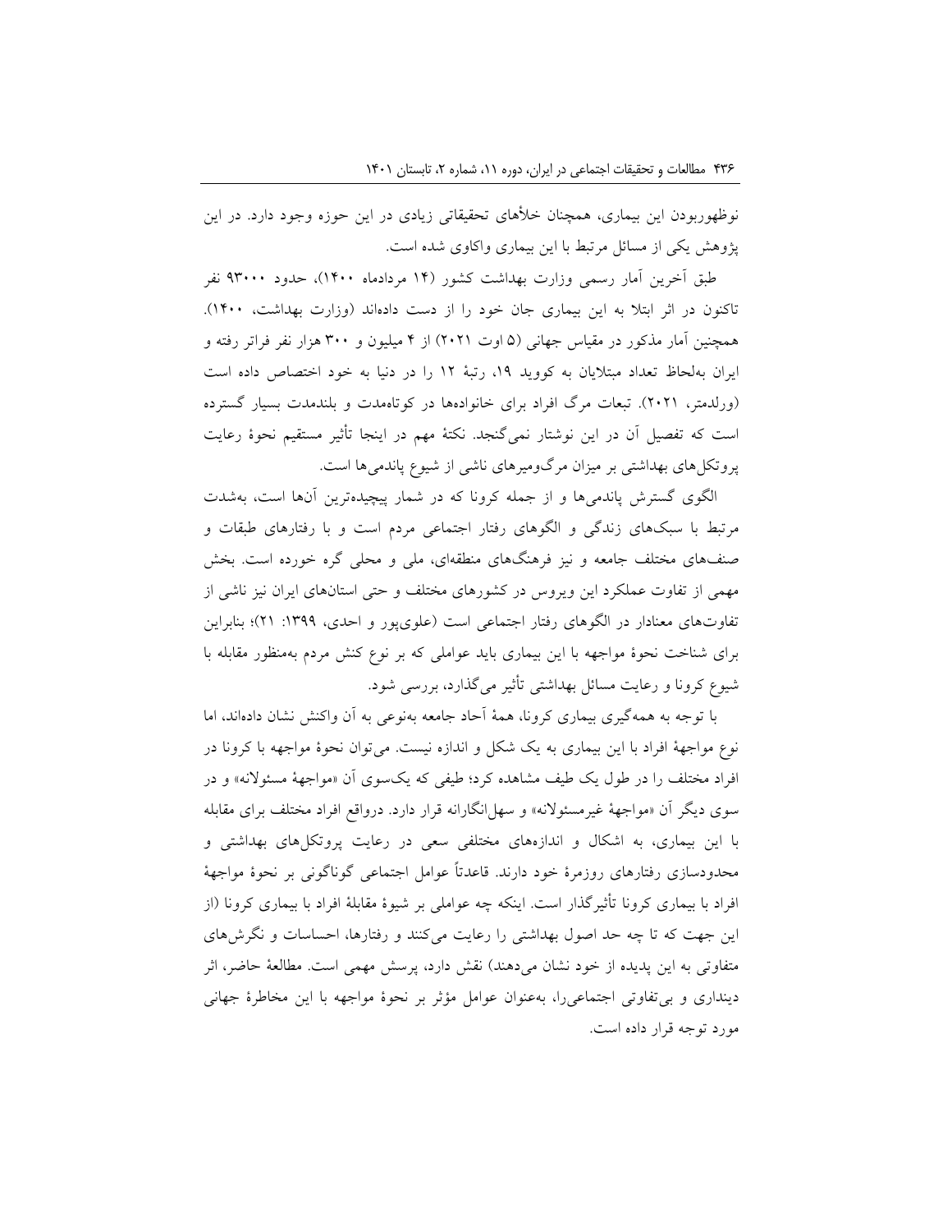نوظهوربودن این بیماری، همچنان خلأهای تحقیقاتی زیادی در این حوزه وجود دارد. در این پژوهش یکی از مسائل مرتبط با این بیماری واکاوی شده است.

طبق آخرین آمار رسمی وزارت بهداشت کشور (۱۴ مردادماه ۱۴۰۰)، حدود ۹۳۰۰۰ نفر تاکنون در اثر ابتلا به این بیماری جان خود را از دست داده‌اند (وزارت بهداشت، ۱۴۰۰). همچنین آمار مذکور در مقیاس جهانی (۵ اوت ۲۰۲۱) از ۴ میلیون و ۳۰۰ هزار نفر فراتر رفته و ایران به‌لحاظ تعداد مبتلایان به کووید ۱۹، رتبهٔ ۱۲ را در دنیا به خود اختصاص داده است (ورلدمتر، ۲۰۲۱). تبعات مرگ افراد برای خانواده‌ها در کوتاه‌مدت و بلندمدت بسیار گسترده است که تفصیل آن در این نوشتار نمی‌گنجد. نکتهٔ مهم در اینجا تأثیر مستقیم نحوهٔ رعایت پروتکل‌های بهداشتی بر میزان مرگ‌ومیرهای ناشی از شیوع پاندمی‌ها است.

الگوی گسترش پاندمی‌ها و از جمله کرونا که در شمار پیچیده‌ترین آنها است، به‌شدت مرتبط با سبک‌های زندگی و الگوهای رفتار اجتماعی مردم است و با رفتارهای طبقات و صنف‌های مختلف جامعه و نیز فرهنگ‌های منطقه‌ای، ملی و محلی گره خورده است. بخش مهمی از تفاوت عملکرد این ویروس در کشورهای مختلف و حتی استان‌های ایران نیز ناشی از تفاوت‌های معنادار در الگوهای رفتار اجتماعی است (علوی‌پور و احدی، ۱۳۹۹: ۲۱)؛ بنابراین برای شناخت نحوهٔ مواجهه با این بیماری باید عواملی که بر نوع کنش مردم به‌منظور مقابله با شیوع کرونا و رعایت مسائل بهداشتی تأثیر می‌گذارد، بررسی شود.

با توجه به همه‌گیری بیماری کرونا، همهٔ آحاد جامعه به‌نوعی به آن واکنش نشان داده‌اند، اما نوع مواجههٔ افراد با این بیماری به یک شکل و اندازه نیست. می‌توان نحوهٔ مواجهه با کرونا در افراد مختلف را در طول یک طیف مشاهده کرد؛ طیفی که یک‌سوی آن «مواجههٔ مسئولانه» و در سوی دیگر آن «مواجههٔ غیرمسئولانه» و سهل‌انگارانه قرار دارد. درواقع افراد مختلف برای مقابله با این بیماری، به اشکال و اندازه‌های مختلفی سعی در رعایت پروتکل‌های بهداشتی و محدودسازی رفتارهای روزمرهٔ خود دارند. قاعدتاً عوامل اجتماعی گوناگونی بر نحوهٔ مواجههٔ افراد با بیماری کرونا تأثیرگذار است. اینکه چه عواملی بر شیوهٔ مقابلهٔ افراد با بیماری کرونا (از این جهت که تا چه حد اصول بهداشتی را رعایت می‌کنند و رفتارها، احساسات و نگرش‌های متفاوتی به این پدیده از خود نشان می‌دهند) نقش دارد، پرسش مهمی است. مطالعهٔ حاضر، اثر دینداری و بی‌تفاوتی اجتماعی‌را، به‌عنوان عوامل مؤثر بر نحوهٔ مواجهه با این مخاطرهٔ جهانی مورد توجه قرار داده است.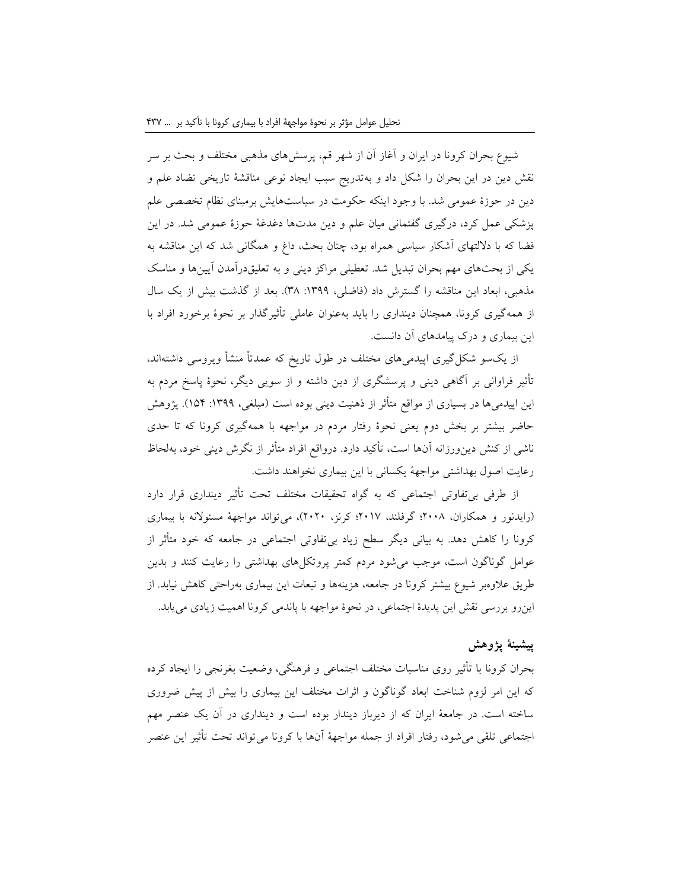شیوع بحران کرونا در ایران و آغاز آن از شهر قم، پرسش‌های مذهبی مختلف و بحث بر سر نقش دین در این بحران را شکل داد و به‌تدریج سبب ایجاد نوعی مناقشهٔ تاریخی تضاد علم و دین در حوزهٔ عمومی شد. با وجود اینکه حکومت در سیاست‌هایش برمبنای نظام تخصصی علم پزشکی عمل کرد، درگیری گفتمانی میان علم و دین مدت‌ها دغدغهٔ حوزهٔ عمومی شد. در این فضا که با دلالتهای آشکار سیاسی همراه بود، چنان بحث، داغ و همگانی شد که این مناقشه به یکی از بحث‌های مهم بحران تبدیل شد. تعطیلی مراکز دینی و به تعلیق‌درآمدن آیین‌ها و مناسک مذهبی، ابعاد این مناقشه را گسترش داد (فاضلی، ۱۳۹۹: ۳۸). بعد از گذشت بیش از یک سال از همه‌گیری کرونا، همچنان دینداری را باید به‌عنوان عاملی تأثیرگذار بر نحوهٔ برخورد افراد با این بیماری و درک پیامدهای آن دانست.

از یک‌سو شکل‌گیری اپیدمی‌های مختلف در طول تاریخ که عمدتاً منشأ ویروسی داشته‌اند، تأثیر فراوانی بر آگاهی دینی و پرسشگری از دین داشته و از سویی دیگر، نحوهٔ پاسخ مردم به این اپیدمی‌ها در بسیاری از مواقع متأثر از ذهنیت دینی بوده است (مبلغی، ۱۳۹۹: ۱۵۴). پژوهش حاضر بیشتر بر بخش دوم یعنی نحوهٔ رفتار مردم در مواجهه با همه‌گیری کرونا که تا حدی ناشی از کنش دین‌ورزانه آن‌ها است، تأکید دارد. درواقع افراد متأثر از نگرش دینی خود، به‌لحاظ رعایت اصول بهداشتی مواجههٔ یکسانی با این بیماری نخواهند داشت.

از طرفی بی‌تفاوتی اجتماعی که به گواه تحقیقات مختلف تحت تأثیر دینداری قرار دارد (رایدنور و همکاران، ۲۰۰۸؛ گرفلند، ۲۰۱۷؛ کرنز، ۲۰۲۰)، می‌تواند مواجههٔ مسئولانه با بیماری کرونا را کاهش دهد. به بیانی دیگر سطح زیاد بی‌تفاوتی اجتماعی در جامعه که خود متأثر از عوامل گوناگون است، موجب می‌شود مردم کمتر پروتکل‌های بهداشتی را رعایت کنند و بدین طریق علاوه‌بر شیوع بیشتر کرونا در جامعه، هزینه‌ها و تبعات این بیماری به‌راحتی کاهش نیابد. از این‌رو بررسی نقش این پدیدهٔ اجتماعی، در نحوهٔ مواجهه با پاندمی کرونا اهمیت زیادی می‌یابد.

## پیشینهٔ پژوهش

بحران کرونا با تأثیر روی مناسبات مختلف اجتماعی و فرهنگی، وضعیت بغرنجی را ایجاد کرده که این امر لزوم شناخت ابعاد گوناگون و اثرات مختلف این بیماری را بیش از پیش ضروری ساخته است. در جامعهٔ ایران که از دیرباز دیندار بوده است و دینداری در آن یک عنصر مهم اجتماعی تلقی می‌شود، رفتار افراد از جمله مواجههٔ آن‌ها با کرونا می‌تواند تحت تأثیر این عنصر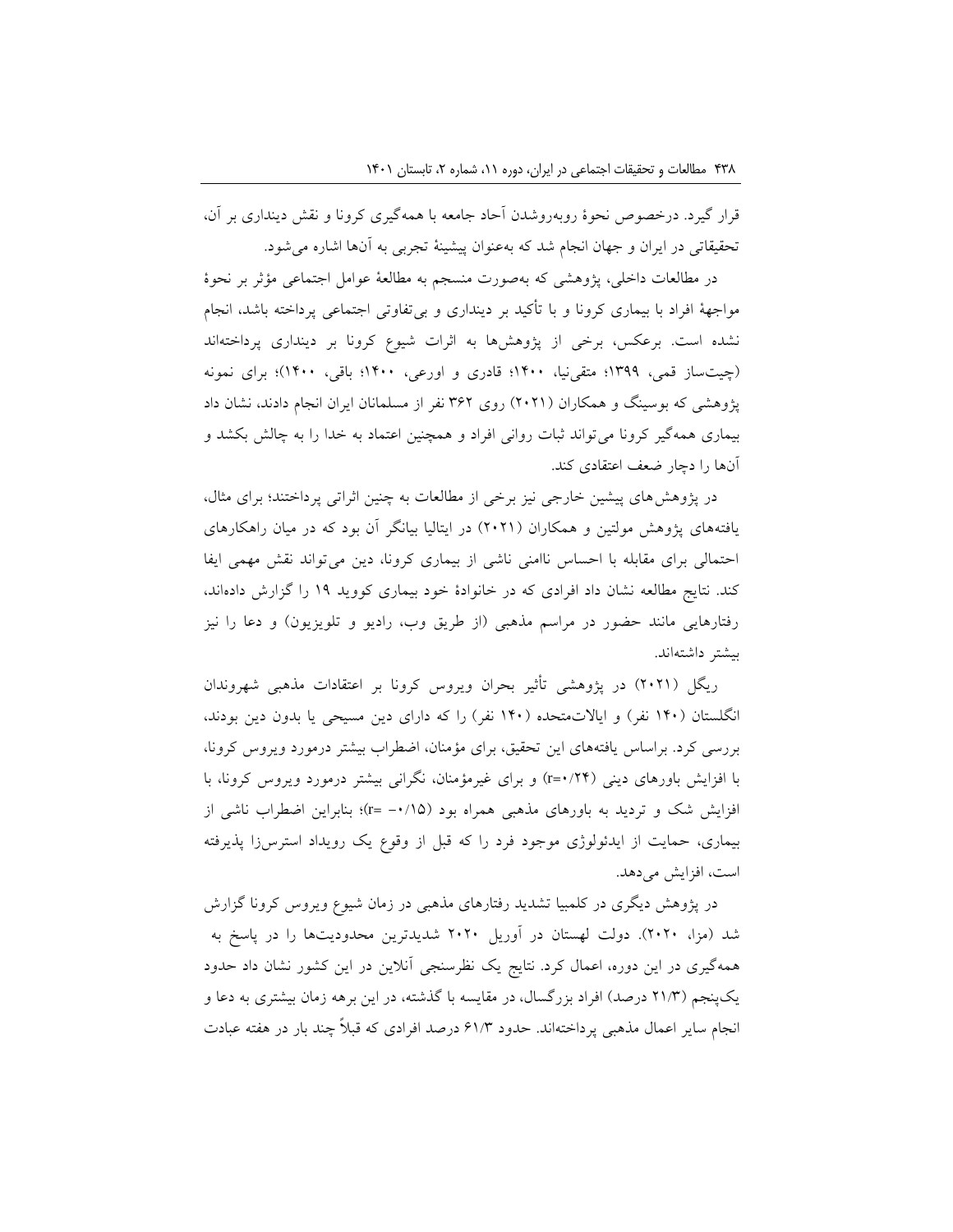قرار گیرد. درخصوص نحوهٔ روبه‌روشدن آحاد جامعه با همه‌گیری کرونا و نقش دینداری بر آن، تحقیقاتی در ایران و جهان انجام شد که به‌عنوان پیشینهٔ تجربی به آنها اشاره می‌شود.

در مطالعات داخلی، پژوهشی که به‌صورت منسجم به مطالعهٔ عوامل اجتماعی مؤثر بر نحوهٔ مواجههٔ افراد با بیماری کرونا و با تأکید بر دینداری و بی‌تفاوتی اجتماعی پرداخته باشد، انجام نشده است. برعکس، برخی از پژوهش‌ها به اثرات شیوع کرونا بر دینداری پرداخته‌اند (چیت‌ساز قمی، ۱۳۹۹؛ متقی‌نیا، ۱۴۰۰؛ قادری و اورعی، ۱۴۰۰؛ باقی، ۱۴۰۰)؛ برای نمونه پژوهشی که بوسینگ و همکاران (۲۰۲۱) روی ۳۶۲ نفر از مسلمانان ایران انجام دادند، نشان داد بیماری همه‌گیر کرونا می‌تواند ثبات روانی افراد و همچنین اعتماد به خدا را به چالش بکشد و آنها را دچار ضعف اعتقادی کند.

در پژوهش‌های پیشین خارجی نیز برخی از مطالعات به چنین اثراتی پرداختند؛ برای مثال، یافته‌های پژوهش مولتین و همکاران (۲۰۲۱) در ایتالیا بیانگر آن بود که در میان راهکارهای احتمالی برای مقابله با احساس ناامنی ناشی از بیماری کرونا، دین می‌تواند نقش مهمی ایفا کند. نتایج مطالعه نشان داد افرادی که در خانوادهٔ خود بیماری کووید ۱۹ را گزارش داده‌اند، رفتارهایی مانند حضور در مراسم مذهبی (از طریق وب، رادیو و تلویزیون) و دعا را نیز بیشتر داشته‌اند.

ریگل (۲۰۲۱) در پژوهشی تأثیر بحران ویروس کرونا بر اعتقادات مذهبی شهروندان انگلستان (۱۴۰ نفر) و ایالات‌متحده (۱۴۰ نفر) را که دارای دین مسیحی یا بدون دین بودند، بررسی کرد. براساس یافته‌های این تحقیق، برای مؤمنان، اضطراب بیشتر درمورد ویروس کرونا، با افزایش باورهای دینی (r=۰/۲۴) و برای غیرمؤمنان، نگرانی بیشتر درمورد ویروس کرونا، با افزایش شک و تردید به باورهای مذهبی همراه بود (r= −۰/۱۵)؛ بنابراین اضطراب ناشی از بیماری، حمایت از ایدئولوژی موجود فرد را که قبل از وقوع یک رویداد استرس‌زا پذیرفته است، افزایش می‌دهد.

در پژوهش دیگری در کلمبیا تشدید رفتارهای مذهبی در زمان شیوع ویروس کرونا گزارش شد (مزا، ۲۰۲۰). دولت لهستان در آوریل ۲۰۲۰ شدیدترین محدودیت‌ها را در پاسخ به همه‌گیری در این دوره، اعمال کرد. نتایج یک نظرسنجی آنلاین در این کشور نشان داد حدود یک‌پنجم (۲۱/۳ درصد) افراد بزرگسال، در مقایسه با گذشته، در این برهه زمان بیشتری به دعا و انجام سایر اعمال مذهبی پرداخته‌اند. حدود ۶۱/۳ درصد افرادی که قبلاً چند بار در هفته عبادت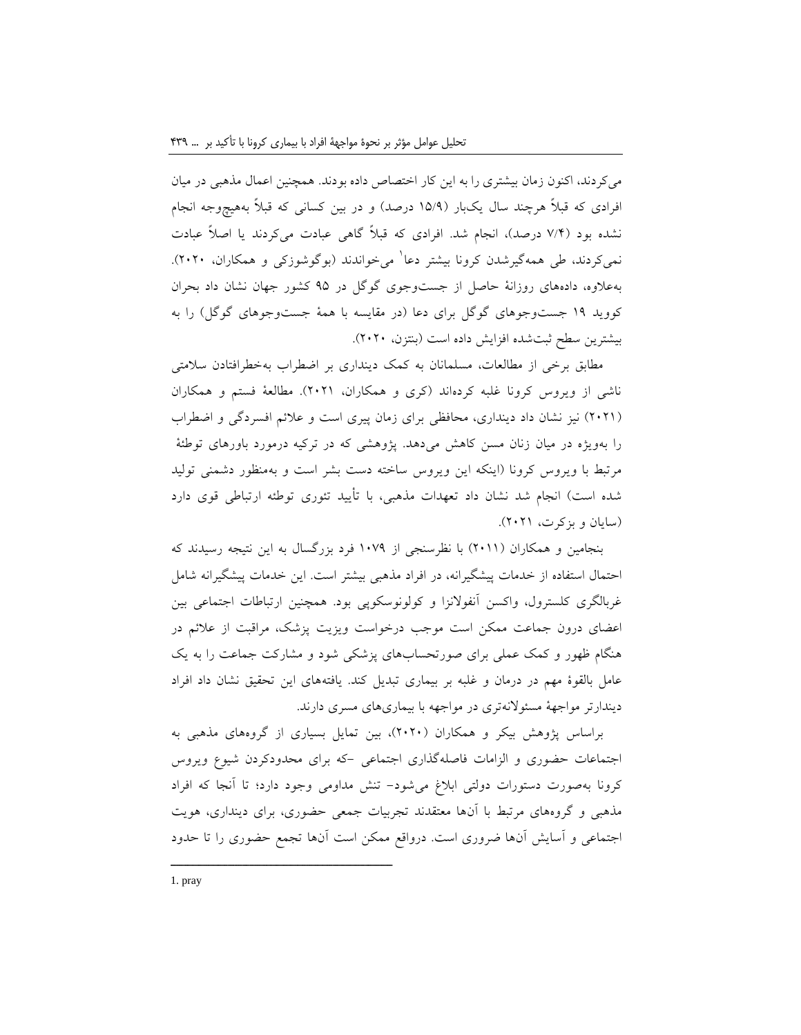می‌کردند، اکنون زمان بیشتری را به این کار اختصاص داده بودند. همچنین اعمال مذهبی در میان افرادی که قبلاً هرچند سال یک‌بار (۱۵/۹ درصد) و در بین کسانی که قبلاً به‌هیچ‌وجه انجام نشده بود (۷/۴ درصد)، انجام شد. افرادی که قبلاً گاهی عبادت می‌کردند یا اصلاً عبادت نمی‌کردند، طی همه‌گیرشدن کرونا بیشتر دعا[1] می‌خواندند (بوگوشوزکی و همکاران، ۲۰۲۰). به‌علاوه، داده‌های روزانهٔ حاصل از جست‌وجوی گوگل در ۹۵ کشور جهان نشان داد بحران کووید ۱۹ جست‌وجوهای گوگل برای دعا (در مقایسه با همهٔ جست‌وجوهای گوگل) را به بیشترین سطح ثبت‌شده افزایش داده است (بنتزن، ۲۰۲۰).

مطابق برخی از مطالعات، مسلمانان به کمک دینداری بر اضطراب به‌خطرافتادن سلامتی ناشی از ویروس کرونا غلبه کرده‌اند (کری و همکاران، ۲۰۲۱). مطالعهٔ فستم و همکاران (۲۰۲۱) نیز نشان داد دینداری، محافظی برای زمان پیری است و علائم افسردگی و اضطراب را به‌ویژه در میان زنان مسن کاهش می‌دهد. پژوهشی که در ترکیه درمورد باورهای توطئهٔ مرتبط با ویروس کرونا (اینکه این ویروس ساخته دست بشر است و به‌منظور دشمنی تولید شده است) انجام شد نشان داد تعهدات مذهبی، با تأیید تئوری توطئه ارتباطی قوی دارد (سایان و بزکرت، ۲۰۲۱).

بنجامین و همکاران (۲۰۱۱) با نظرسنجی از ۱۰۷۹ فرد بزرگسال به این نتیجه رسیدند که احتمال استفاده از خدمات پیشگیرانه، در افراد مذهبی بیشتر است. این خدمات پیشگیرانه شامل غربالگری کلسترول، واکسن آنفولانزا و کولونوسکوپی بود. همچنین ارتباطات اجتماعی بین اعضای درون جماعت ممکن است موجب درخواست ویزیت پزشک، مراقبت از علائم در هنگام ظهور و کمک عملی برای صورتحساب‌های پزشکی شود و مشارکت جماعت را به یک عامل بالقوهٔ مهم در درمان و غلبه بر بیماری تبدیل کند. یافته‌های این تحقیق نشان داد افراد دیندارتر مواجههٔ مسئولانه‌تری در مواجهه با بیماری‌های مسری دارند.

براساس پژوهش بیکر و همکاران (۲۰۲۰)، بین تمایل بسیاری از گروه‌های مذهبی به اجتماعات حضوری و الزامات فاصله‌گذاری اجتماعی -که برای محدودکردن شیوع ویروس کرونا به‌صورت دستورات دولتی ابلاغ می‌شود- تنش مداومی وجود دارد؛ تا آنجا که افراد مذهبی و گروه‌های مرتبط با آن‌ها معتقدند تجربیات جمعی حضوری، برای دینداری، هویت اجتماعی و آسایش آن‌ها ضروری است. درواقع ممکن است آن‌ها تجمع حضوری را تا حدود

---

1. pray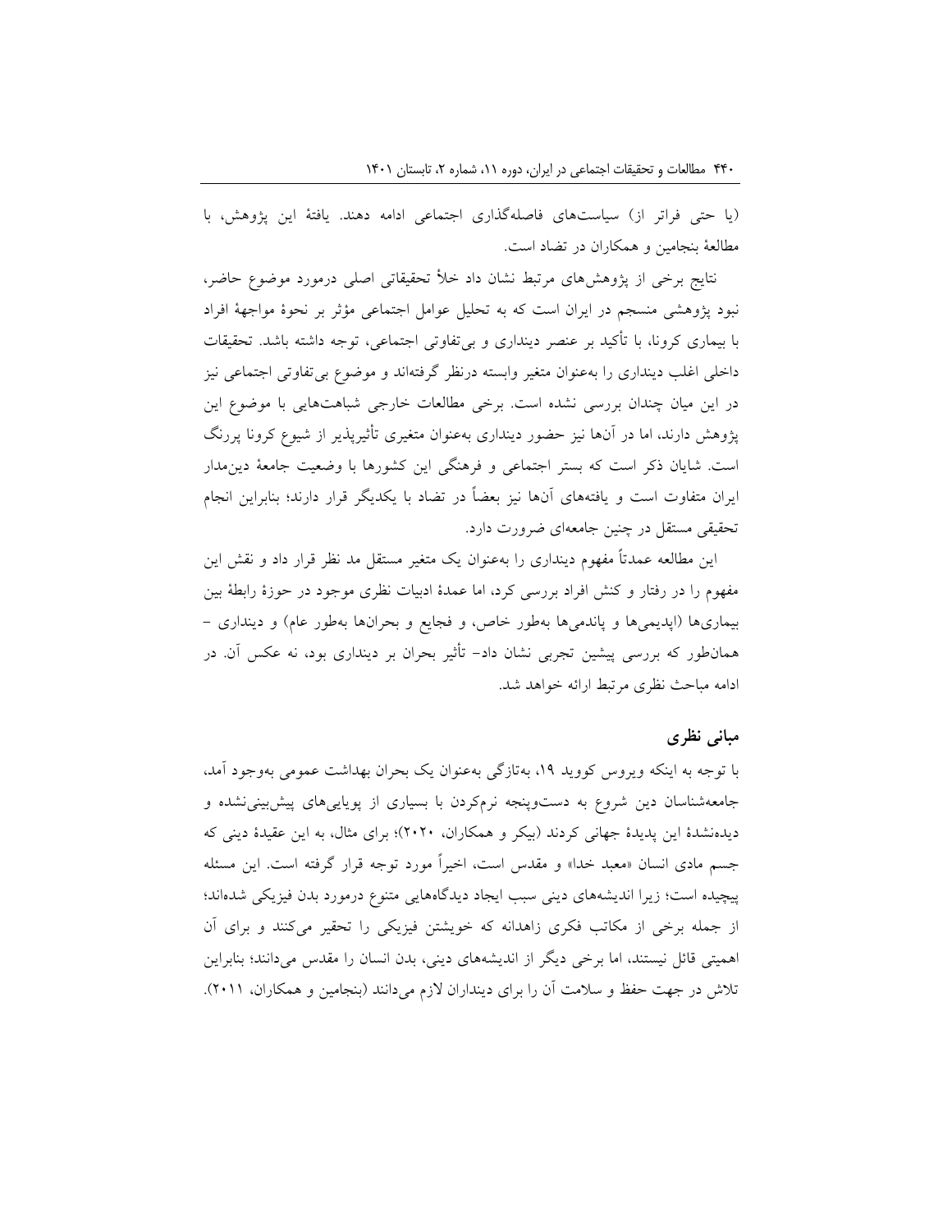(یا حتی فراتر از) سیاست‌های فاصله‌گذاری اجتماعی ادامه دهند. یافتهٔ این پژوهش، با مطالعهٔ بنجامین و همکاران در تضاد است.

نتایج برخی از پژوهش‌های مرتبط نشان داد خلأ تحقیقاتی اصلی درمورد موضوع حاضر، نبود پژوهشی منسجم در ایران است که به تحلیل عوامل اجتماعی مؤثر بر نحوهٔ مواجههٔ افراد با بیماری کرونا، با تأکید بر عنصر دینداری و بی‌تفاوتی اجتماعی، توجه داشته باشد. تحقیقات داخلی اغلب دینداری را به‌عنوان متغیر وابسته درنظر گرفته‌اند و موضوع بی‌تفاوتی اجتماعی نیز در این میان چندان بررسی نشده است. برخی مطالعات خارجی شباهت‌هایی با موضوع این پژوهش دارند، اما در آن‌ها نیز حضور دینداری به‌عنوان متغیری تأثیرپذیر از شیوع کرونا پررنگ است. شایان ذکر است که بستر اجتماعی و فرهنگی این کشورها با وضعیت جامعهٔ دین‌مدار ایران متفاوت است و یافته‌های آن‌ها نیز بعضاً در تضاد با یکدیگر قرار دارند؛ بنابراین انجام تحقیقی مستقل در چنین جامعه‌ای ضرورت دارد.

این مطالعه عمدتاً مفهوم دینداری را به‌عنوان یک متغیر مستقل مد نظر قرار داد و نقش این مفهوم را در رفتار و کنش افراد بررسی کرد، اما عمدهٔ ادبیات نظری موجود در حوزهٔ رابطهٔ بین بیماری‌ها (اپدیمی‌ها و پاندمی‌ها به‌طور خاص، و فجایع و بحران‌ها به‌طور عام) و دینداری – همان‌طور که بررسی پیشین تجربی نشان داد– تأثیر بحران بر دینداری بود، نه عکس آن. در ادامه مباحث نظری مرتبط ارائه خواهد شد.

## مبانی نظری

با توجه به اینکه ویروس کووید ۱۹، به‌تازگی به‌عنوان یک بحران بهداشت عمومی به‌وجود آمد، جامعه‌شناسان دین شروع به دست‌وپنجه نرم‌کردن با بسیاری از پویایی‌های پیش‌بینی‌نشده و دیده‌نشدهٔ این پدیدهٔ جهانی کردند (بیکر و همکاران، ۲۰۲۰)؛ برای مثال، به این عقیدهٔ دینی که جسم مادی انسان «معبد خدا» و مقدس است، اخیراً مورد توجه قرار گرفته است. این مسئله پیچیده است؛ زیرا اندیشه‌های دینی سبب ایجاد دیدگاه‌هایی متنوع درمورد بدن فیزیکی شده‌اند؛ از جمله برخی از مکاتب فکری زاهدانه که خویشتن فیزیکی را تحقیر می‌کنند و برای آن اهمیتی قائل نیستند، اما برخی دیگر از اندیشه‌های دینی، بدن انسان را مقدس می‌دانند؛ بنابراین تلاش در جهت حفظ و سلامت آن را برای دینداران لازم می‌دانند (بنجامین و همکاران، ۲۰۱۱).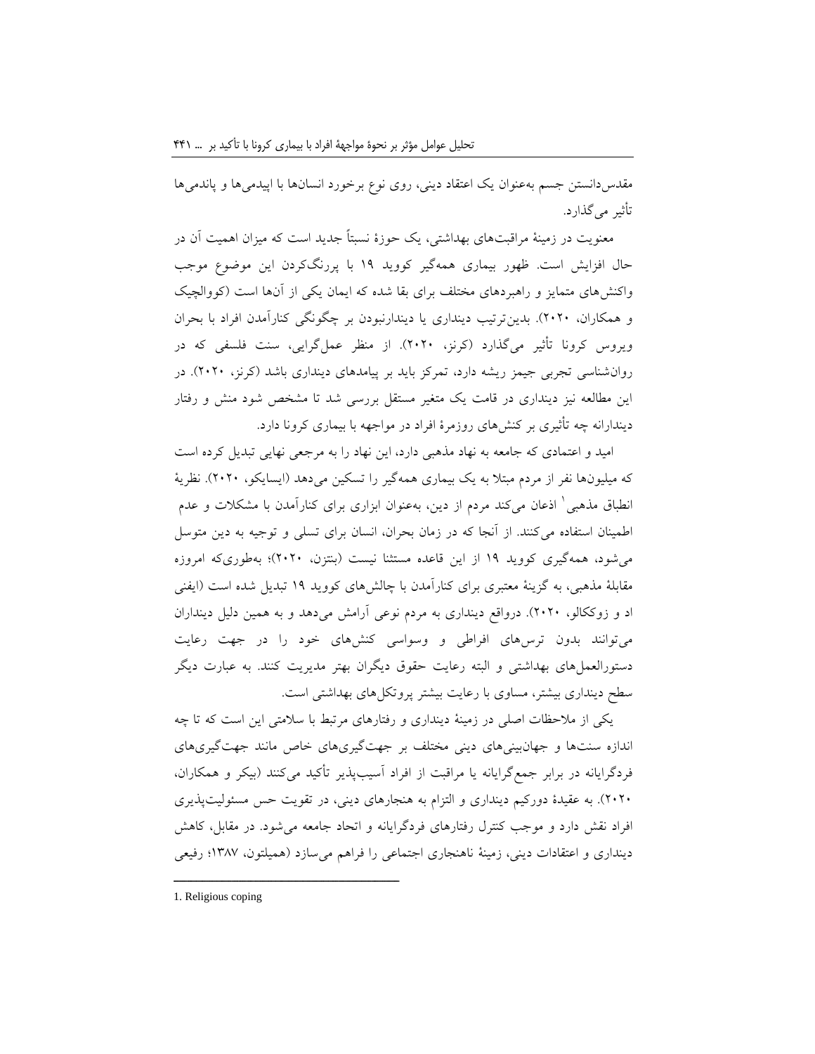مقدس‌دانستن جسم به‌عنوان یک اعتقاد دینی، روی نوع برخورد انسان‌ها با اپیدمی‌ها و پاندمی‌ها تأثیر می‌گذارد.

معنویت در زمینهٔ مراقبت‌های بهداشتی، یک حوزهٔ نسبتاً جدید است که میزان اهمیت آن در حال افزایش است. ظهور بیماری همه‌گیر کووید ۱۹ با پررنگ‌کردن این موضوع موجب واکنش‌های متمایز و راهبردهای مختلف برای بقا شده که ایمان یکی از آن‌ها است (کووالچیک و همکاران، ۲۰۲۰). بدین‌ترتیب دینداری یا دیندارنبودن بر چگونگی کنارآمدن افراد با بحران ویروس کرونا تأثیر می‌گذارد (کرنز، ۲۰۲۰). از منظر عمل‌گرایی، سنت فلسفی که در روان‌شناسی تجربی جیمز ریشه دارد، تمرکز باید بر پیامدهای دینداری باشد (کرنز، ۲۰۲۰). در این مطالعه نیز دینداری در قامت یک متغیر مستقل بررسی شد تا مشخص شود منش و رفتار دیندارانه چه تأثیری بر کنش‌های روزمرهٔ افراد در مواجهه با بیماری کرونا دارد.

امید و اعتمادی که جامعه به نهاد مذهبی دارد، این نهاد را به مرجعی نهایی تبدیل کرده است که میلیون‌ها نفر از مردم مبتلا به یک بیماری همه‌گیر را تسکین می‌دهد (ایسایکو، ۲۰۲۰). نظریهٔ انطباق مذهبی[1] اذعان می‌کند مردم از دین، به‌عنوان ابزاری برای کنارآمدن با مشکلات و عدم اطمینان استفاده می‌کنند. از آنجا که در زمان بحران، انسان برای تسلی و توجیه به دین متوسل می‌شود، همه‌گیری کووید ۱۹ از این قاعده مستثنا نیست (بنتزن، ۲۰۲۰)؛ به‌طوری‌که امروزه مقابلهٔ مذهبی، به گزینهٔ معتبری برای کنارآمدن با چالش‌های کووید ۱۹ تبدیل شده است (ایفنی اد و زوککالو، ۲۰۲۰). درواقع دینداری به مردم نوعی آرامش می‌دهد و به همین دلیل دینداران می‌توانند بدون ترس‌های افراطی و وسواسی کنش‌های خود را در جهت رعایت دستورالعمل‌های بهداشتی و البته رعایت حقوق دیگران بهتر مدیریت کنند. به عبارت دیگر سطح دینداری بیشتر، مساوی با رعایت بیشتر پروتکل‌های بهداشتی است.

یکی از ملاحظات اصلی در زمینهٔ دینداری و رفتارهای مرتبط با سلامتی این است که تا چه اندازه سنت‌ها و جهان‌بینی‌های دینی مختلف بر جهت‌گیری‌های خاص مانند جهت‌گیری‌های فردگرایانه در برابر جمع‌گرایانه یا مراقبت از افراد آسیب‌پذیر تأکید می‌کنند (بیکر و همکاران، ۲۰۲۰). به عقیدهٔ دورکیم دینداری و التزام به هنجارهای دینی، در تقویت حس مسئولیت‌پذیری افراد نقش دارد و موجب کنترل رفتارهای فردگرایانه و اتحاد جامعه می‌شود. در مقابل، کاهش دینداری و اعتقادات دینی، زمینهٔ ناهنجاری اجتماعی را فراهم می‌سازد (همیلتون، ۱۳۸۷؛ رفیعی

---

1. Religious coping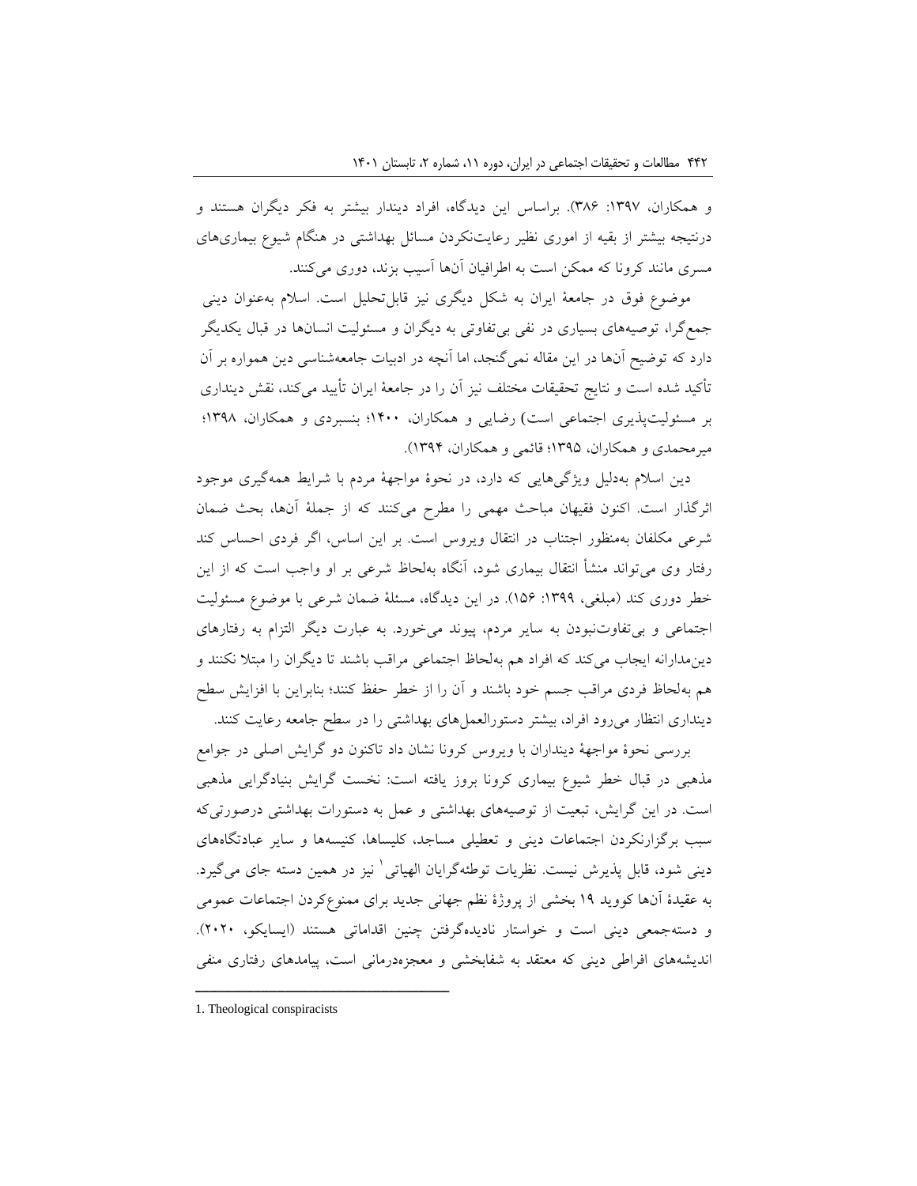و همکاران، ۱۳۹۷: ۳۸۶). براساس این دیدگاه، افراد دیندار بیشتر به فکر دیگران هستند و درنتیجه بیشتر از بقیه از اموری نظیر رعایت‌نکردن مسائل بهداشتی در هنگام شیوع بیماری‌های مسری مانند کرونا که ممکن است به اطرافیان آن‌ها آسیب بزند، دوری می‌کنند.

موضوع فوق در جامعهٔ ایران به شکل دیگری نیز قابل‌تحلیل است. اسلام به‌عنوان دینی جمع‌گرا، توصیه‌های بسیاری در نفی بی‌تفاوتی به دیگران و مسئولیت انسان‌ها در قبال یکدیگر دارد که توضیح آن‌ها در این مقاله نمی‌گنجد، اما آنچه در ادبیات جامعه‌شناسی دین همواره بر آن تأکید شده است و نتایج تحقیقات مختلف نیز آن را در جامعهٔ ایران تأیید می‌کند، نقش دینداری بر مسئولیت‌پذیری اجتماعی است) رضایی و همکاران، ۱۴۰۰؛ بنسبردی و همکاران، ۱۳۹۸؛ میرمحمدی و همکاران، ۱۳۹۵؛ قائمی و همکاران، ۱۳۹۴).

دین اسلام به‌دلیل ویژگی‌هایی که دارد، در نحوهٔ مواجههٔ مردم با شرایط همه‌گیری موجود اثرگذار است. اکنون فقیهان مباحث مهمی را مطرح می‌کنند که از جملهٔ آن‌ها، بحث ضمان شرعی مکلفان به‌منظور اجتناب در انتقال ویروس است. بر این اساس، اگر فردی احساس کند رفتار وی می‌تواند منشأ انتقال بیماری شود، آنگاه به‌لحاظ شرعی بر او واجب است که از این خطر دوری کند (مبلغی، ۱۳۹۹: ۱۵۶). در این دیدگاه، مسئلهٔ ضمان شرعی با موضوع مسئولیت اجتماعی و بی‌تفاوت‌نبودن به سایر مردم، پیوند می‌خورد. به عبارت دیگر التزام به رفتارهای دین‌مدارانه ایجاب می‌کند که افراد هم به‌لحاظ اجتماعی مراقب باشند تا دیگران را مبتلا نکنند و هم به‌لحاظ فردی مراقب جسم خود باشند و آن را از خطر حفظ کنند؛ بنابراین با افزایش سطح دینداری انتظار می‌رود افراد، بیشتر دستورالعمل‌های بهداشتی را در سطح جامعه رعایت کنند.

بررسی نحوهٔ مواجههٔ دینداران با ویروس کرونا نشان داد تاکنون دو گرایش اصلی در جوامع مذهبی در قبال خطر شیوع بیماری کرونا بروز یافته است: نخست گرایش بنیادگرایی مذهبی است. در این گرایش، تبعیت از توصیه‌های بهداشتی و عمل به دستورات بهداشتی درصورتی‌که سبب برگزارنکردن اجتماعات دینی و تعطیلی مساجد، کلیساها، کنیسه‌ها و سایر عبادتگاه‌های دینی شود، قابل پذیرش نیست. نظریات توطئه‌گرایان الهیاتی[1] نیز در همین دسته جای می‌گیرد. به عقیدهٔ آن‌ها کووید ۱۹ بخشی از پروژهٔ نظم جهانی جدید برای ممنوع‌کردن اجتماعات عمومی و دسته‌جمعی دینی است و خواستار نادیده‌گرفتن چنین اقداماتی هستند (ایسایکو، ۲۰۲۰). اندیشه‌های افراطی دینی که معتقد به شفابخشی و معجزه‌درمانی است، پیامدهای رفتاری منفی

---

1. Theological conspiracists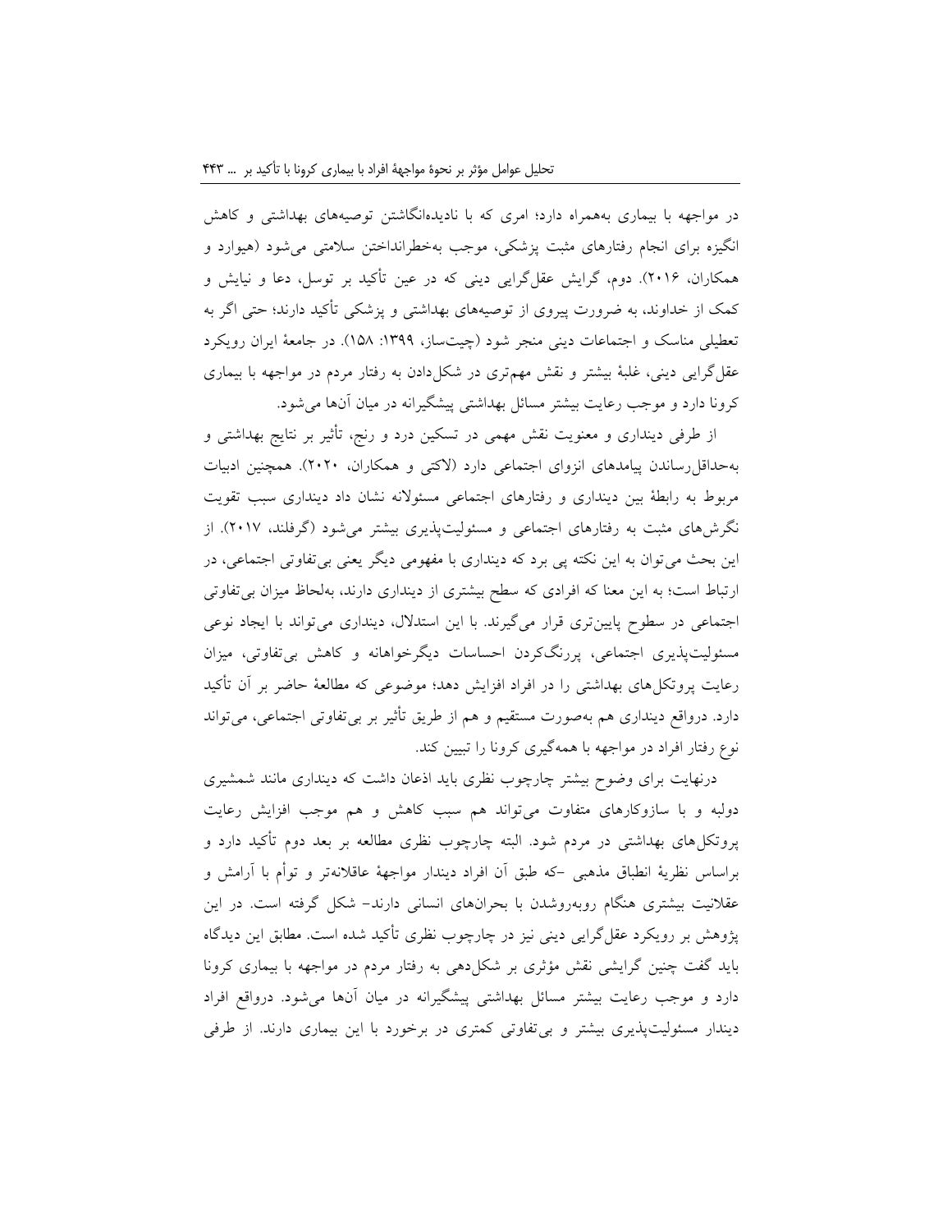در مواجهه با بیماری به‌همراه دارد؛ امری که با نادیده‌انگاشتن توصیه‌های بهداشتی و کاهش انگیزه برای انجام رفتارهای مثبت پزشکی، موجب به‌خطرانداختن سلامتی می‌شود (هیوارد و همکاران، ۲۰۱۶). دوم، گرایش عقل‌گرایی دینی که در عین تأکید بر توسل، دعا و نیایش و کمک از خداوند، به ضرورت پیروی از توصیه‌های بهداشتی و پزشکی تأکید دارند؛ حتی اگر به تعطیلی مناسک و اجتماعات دینی منجر شود (چیت‌ساز، ۱۳۹۹: ۱۵۸). در جامعهٔ ایران رویکرد عقل‌گرایی دینی، غلبهٔ بیشتر و نقش مهم‌تری در شکل‌دادن به رفتار مردم در مواجهه با بیماری کرونا دارد و موجب رعایت بیشتر مسائل بهداشتی پیشگیرانه در میان آنها می‌شود.

از طرفی دینداری و معنویت نقش مهمی در تسکین درد و رنج، تأثیر بر نتایج بهداشتی و به‌حداقل‌رساندن پیامدهای انزوای اجتماعی دارد (لاکتی و همکاران، ۲۰۲۰). همچنین ادبیات مربوط به رابطهٔ بین دینداری و رفتارهای اجتماعی مسئولانه نشان داد دینداری سبب تقویت نگرش‌های مثبت به رفتارهای اجتماعی و مسئولیت‌پذیری بیشتر می‌شود (گرفلند، ۲۰۱۷). از این بحث می‌توان به این نکته پی برد که دینداری با مفهومی دیگر یعنی بی‌تفاوتی اجتماعی، در ارتباط است؛ به این معنا که افرادی که سطح بیشتری از دینداری دارند، به‌لحاظ میزان بی‌تفاوتی اجتماعی در سطوح پایین‌تری قرار می‌گیرند. با این استدلال، دینداری می‌تواند با ایجاد نوعی مسئولیت‌پذیری اجتماعی، پررنگ‌کردن احساسات دیگرخواهانه و کاهش بی‌تفاوتی، میزان رعایت پروتکل‌های بهداشتی را در افراد افزایش دهد؛ موضوعی که مطالعهٔ حاضر بر آن تأکید دارد. درواقع دینداری هم به‌صورت مستقیم و هم از طریق تأثیر بر بی‌تفاوتی اجتماعی، می‌تواند نوع رفتار افراد در مواجهه با همه‌گیری کرونا را تبیین کند.

درنهایت برای وضوح بیشتر چارچوب نظری باید اذعان داشت که دینداری مانند شمشیری دولبه و با سازوکارهای متفاوت می‌تواند هم سبب کاهش و هم موجب افزایش رعایت پروتکل‌های بهداشتی در مردم شود. البته چارچوب نظری مطالعه بر بعد دوم تأکید دارد و براساس نظریهٔ انطباق مذهبی –که طبق آن افراد دیندار مواجههٔ عاقلانه‌تر و توأم با آرامش و عقلانیت بیشتری هنگام روبه‌روشدن با بحران‌های انسانی دارند– شکل گرفته است. در این پژوهش بر رویکرد عقل‌گرایی دینی نیز در چارچوب نظری تأکید شده است. مطابق این دیدگاه باید گفت چنین گرایشی نقش مؤثری بر شکل‌دهی به رفتار مردم در مواجهه با بیماری کرونا دارد و موجب رعایت بیشتر مسائل بهداشتی پیشگیرانه در میان آنها می‌شود. درواقع افراد دیندار مسئولیت‌پذیری بیشتر و بی‌تفاوتی کمتری در برخورد با این بیماری دارند. از طرفی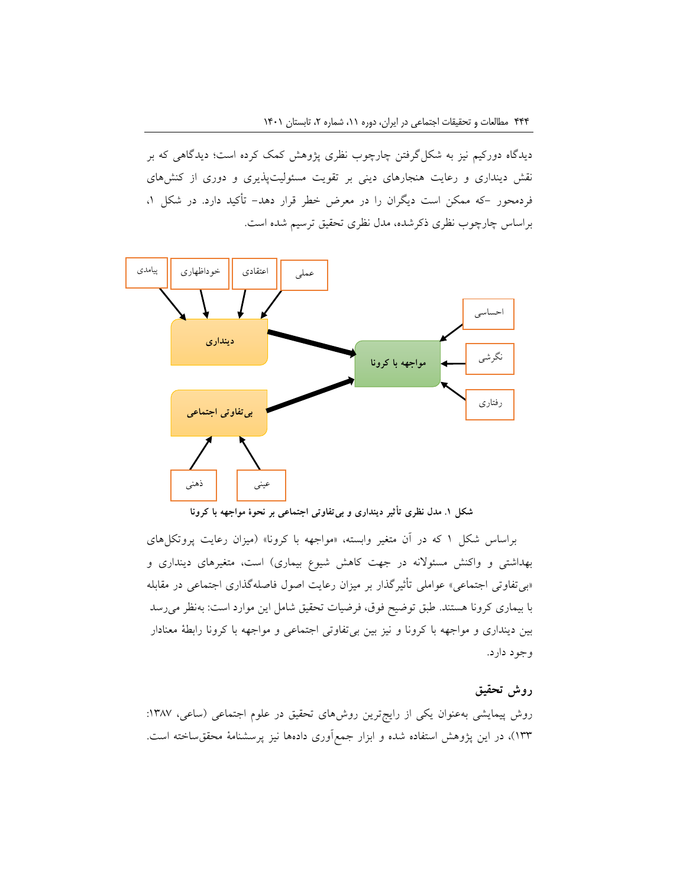دیدگاه دورکیم نیز به شکل‌گرفتن چارچوب نظری پژوهش کمک کرده است؛ دیدگاهی که بر نقش دینداری و رعایت هنجارهای دینی بر تقویت مسئولیت‌پذیری و دوری از کنش‌های فردمحور -که ممکن است دیگران را در معرض خطر قرار دهد- تأکید دارد. در شکل ۱، براساس چارچوب نظری ذکرشده، مدل نظری تحقیق ترسیم شده است.

**شکل ۱. مدل نظری تأثیر دینداری و بی‌تفاوتی اجتماعی بر نحوهٔ مواجهه با کرونا**

براساس شکل ۱ که در آن متغیر وابسته، «مواجهه با کرونا» (میزان رعایت پروتکل‌های بهداشتی و واکنش مسئولانه در جهت کاهش شیوع بیماری) است، متغیرهای دینداری و «بی‌تفاوتی اجتماعی» عواملی تأثیرگذار بر میزان رعایت اصول فاصله‌گذاری اجتماعی در مقابله با بیماری کرونا هستند. طبق توضیح فوق، فرضیات تحقیق شامل این موارد است: به‌نظر می‌رسد بین دینداری و مواجهه با کرونا و نیز بین بی‌تفاوتی اجتماعی و مواجهه با کرونا رابطهٔ معنادار وجود دارد.

## روش تحقیق

روش پیمایشی به‌عنوان یکی از رایج‌ترین روش‌های تحقیق در علوم اجتماعی (ساعی، ۱۳۸۷: ۱۳۳)، در این پژوهش استفاده شده و ابزار جمع‌آوری داده‌ها نیز پرسشنامهٔ محقق‌ساخته است.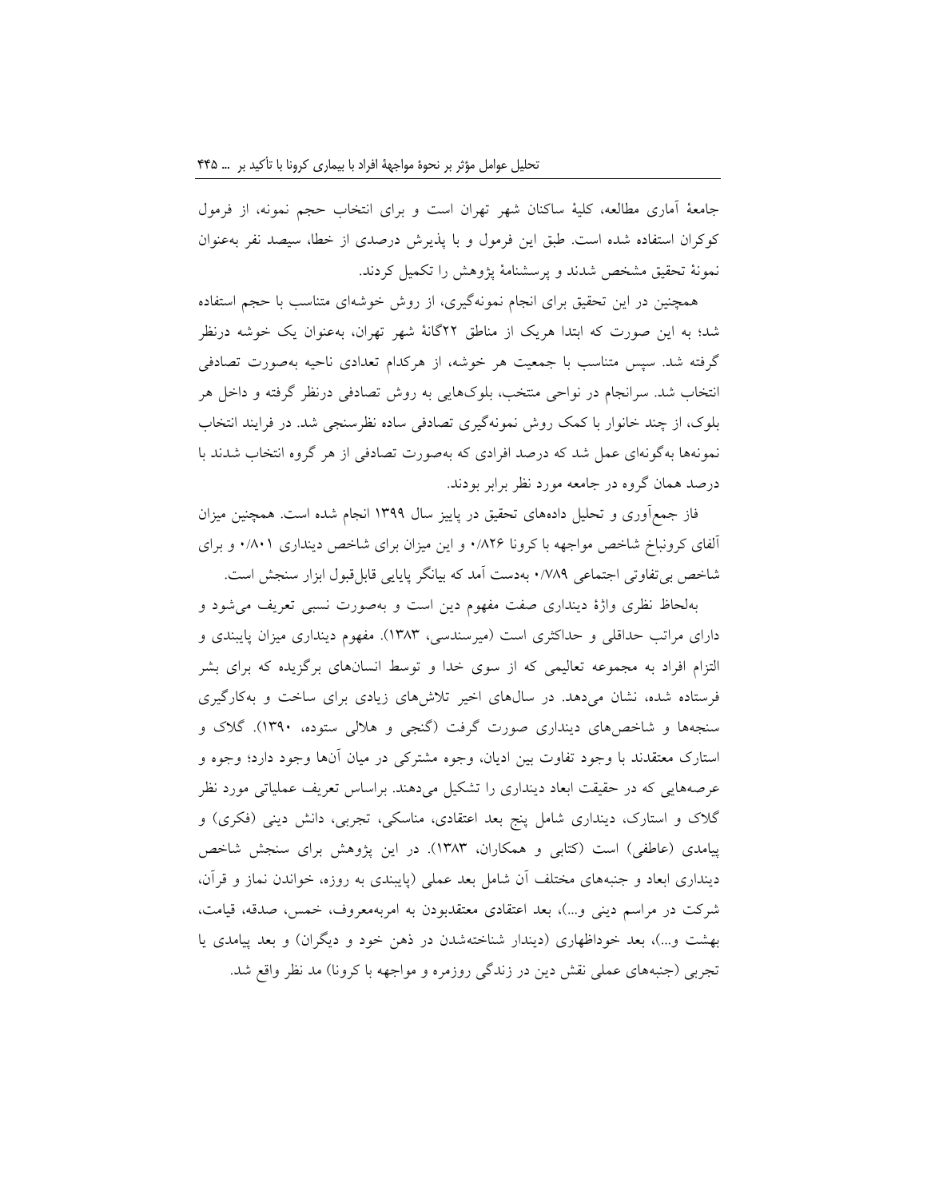جامعهٔ آماری مطالعه، کلیهٔ ساکنان شهر تهران است و برای انتخاب حجم نمونه، از فرمول کوکران استفاده شده است. طبق این فرمول و با پذیرش درصدی از خطا، سیصد نفر به‌عنوان نمونهٔ تحقیق مشخص شدند و پرسشنامهٔ پژوهش را تکمیل کردند.

همچنین در این تحقیق برای انجام نمونه‌گیری، از روش خوشه‌ای متناسب با حجم استفاده شد؛ به این صورت که ابتدا هریک از مناطق ۲۲گانهٔ شهر تهران، به‌عنوان یک خوشه درنظر گرفته شد. سپس متناسب با جمعیت هر خوشه، از هرکدام تعدادی ناحیه به‌صورت تصادفی انتخاب شد. سرانجام در نواحی منتخب، بلوک‌هایی به روش تصادفی درنظر گرفته و داخل هر بلوک، از چند خانوار با کمک روش نمونه‌گیری تصادفی ساده نظرسنجی شد. در فرایند انتخاب نمونه‌ها به‌گونه‌ای عمل شد که درصد افرادی که به‌صورت تصادفی از هر گروه انتخاب شدند با درصد همان گروه در جامعه مورد نظر برابر بودند.

فاز جمع‌آوری و تحلیل داده‌های تحقیق در پاییز سال ۱۳۹۹ انجام شده است. همچنین میزان آلفای کرونباخ شاخص مواجهه با کرونا ۰/۸۲۶ و این میزان برای شاخص دینداری ۰/۸۰۱ و برای شاخص بی‌تفاوتی اجتماعی ۰/۷۸۹ به‌دست آمد که بیانگر پایایی قابل‌قبول ابزار سنجش است.

به‌لحاظ نظری واژهٔ دینداری صفت مفهوم دین است و به‌صورت نسبی تعریف می‌شود و دارای مراتب حداقلی و حداکثری است (میرسندسی، ۱۳۸۳). مفهوم دینداری میزان پایبندی و التزام افراد به مجموعه تعالیمی که از سوی خدا و توسط انسان‌های برگزیده که برای بشر فرستاده شده، نشان می‌دهد. در سال‌های اخیر تلاش‌های زیادی برای ساخت و به‌کارگیری سنجه‌ها و شاخص‌های دینداری صورت گرفت (گنجی و هلالی ستوده، ۱۳۹۰). گلاک و استارک معتقدند با وجود تفاوت بین ادیان، وجوه مشترکی در میان آن‌ها وجود دارد؛ وجوه و عرصه‌هایی که در حقیقت ابعاد دینداری را تشکیل می‌دهند. براساس تعریف عملیاتی مورد نظر گلاک و استارک، دینداری شامل پنج بعد اعتقادی، مناسکی، تجربی، دانش دینی (فکری) و پیامدی (عاطفی) است (کتابی و همکاران، ۱۳۸۳). در این پژوهش برای سنجش شاخص دینداری ابعاد و جنبه‌های مختلف آن شامل بعد عملی (پایبندی به روزه، خواندن نماز و قرآن، شرکت در مراسم دینی و...)، بعد اعتقادی معتقدبودن به امربه‌معروف، خمس، صدقه، قیامت، بهشت و...)، بعد خوداظهاری (دیندار شناخته‌شدن در ذهن خود و دیگران) و بعد پیامدی یا تجربی (جنبه‌های عملی نقش دین در زندگی روزمره و مواجهه با کرونا) مد نظر واقع شد.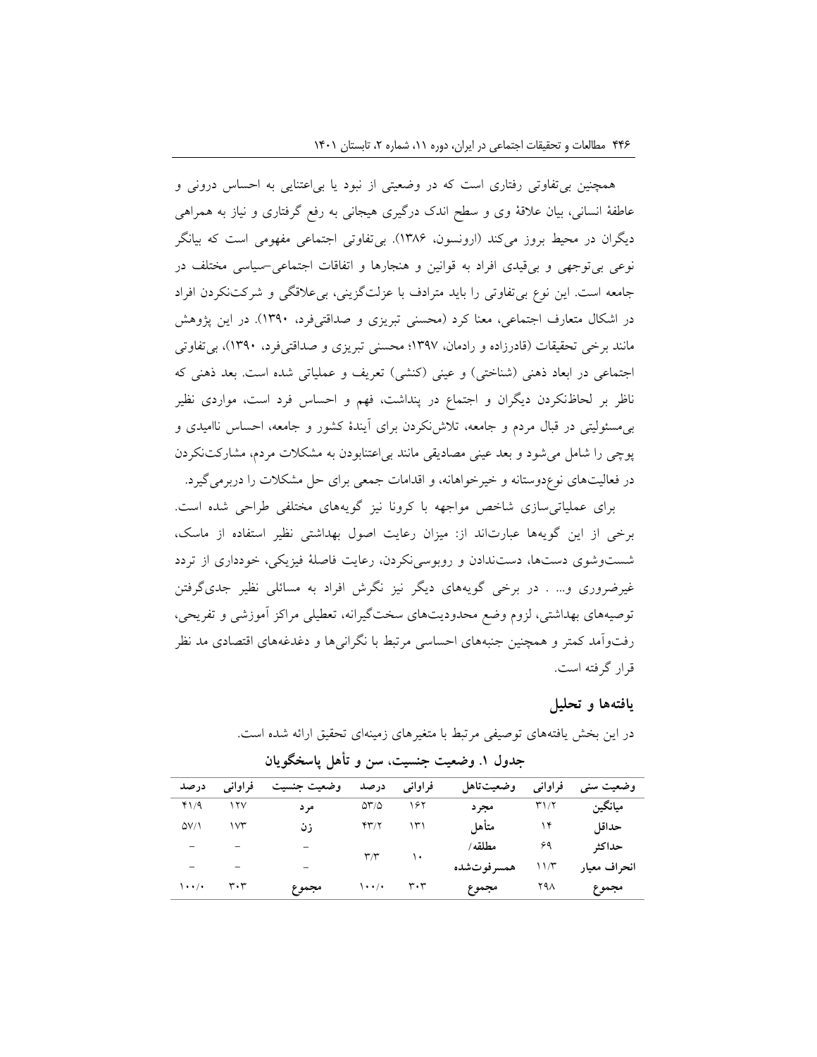همچنین بی‌تفاوتی رفتاری است که در وضعیتی از نبود یا بی‌اعتنایی به احساس درونی و عاطفهٔ انسانی، بیان علاقهٔ وی و سطح اندک درگیری هیجانی به رفع گرفتاری و نیاز به همراهی دیگران در محیط بروز می‌کند (ارونسون، ۱۳۸۶). بی‌تفاوتی اجتماعی مفهومی است که بیانگر نوعی بی‌توجهی و بی‌قیدی افراد به قوانین و هنجارها و اتفاقات اجتماعی–سیاسی مختلف در جامعه است. این نوع بی‌تفاوتی را باید مترادف با عزلت‌گزینی، بی‌علاقگی و شرکت‌نکردن افراد در اشکال متعارف اجتماعی، معنا کرد (محسنی تبریزی و صداقتی‌فرد، ۱۳۹۰). در این پژوهش مانند برخی تحقیقات (قادرزاده و رادمان، ۱۳۹۷؛ محسنی تبریزی و صداقتی‌فرد، ۱۳۹۰)، بی‌تفاوتی اجتماعی در ابعاد ذهنی (شناختی) و عینی (کنشی) تعریف و عملیاتی شده است. بعد ذهنی که ناظر بر لحاظ‌نکردن دیگران و اجتماع در پنداشت، فهم و احساس فرد است، مواردی نظیر بی‌مسئولیتی در قبال مردم و جامعه، تلاش‌نکردن برای آیندهٔ کشور و جامعه، احساس ناامیدی و پوچی را شامل می‌شود و بعد عینی مصادیقی مانند بی‌اعتنابودن به مشکلات مردم، مشارکت‌نکردن در فعالیت‌های نوع‌دوستانه و خیرخواهانه، و اقدامات جمعی برای حل مشکلات را دربرمی‌گیرد.

برای عملیاتی‌سازی شاخص مواجهه با کرونا نیز گویه‌های مختلفی طراحی شده است. برخی از این گویه‌ها عبارت‌اند از: میزان رعایت اصول بهداشتی نظیر استفاده از ماسک، شست‌وشوی دست‌ها، دست‌ندادن و روبوسی‌نکردن، رعایت فاصلهٔ فیزیکی، خودداری از تردد غیرضروری و... . در برخی گویه‌های دیگر نیز نگرش افراد به مسائلی نظیر جدی‌گرفتن توصیه‌های بهداشتی، لزوم وضع محدودیت‌های سخت‌گیرانه، تعطیلی مراکز آموزشی و تفریحی، رفت‌وآمد کمتر و همچنین جنبه‌های احساسی مرتبط با نگرانی‌ها و دغدغه‌های اقتصادی مد نظر قرار گرفته است.

## یافته‌ها و تحلیل

در این بخش یافته‌های توصیفی مرتبط با متغیرهای زمینه‌ای تحقیق ارائه شده است.

**جدول ۱. وضعیت جنسیت، سن و تأهل پاسخگویان**

| وضعیت سنی | فراوانی | وضعیت‌تاهل | فراوانی | درصد | وضعیت جنسیت | فراوانی | درصد |
|---|---|---|---|---|---|---|---|
| میانگین | ۳۱/۲ | مجرد | ۱۶۲ | ۵۳/۵ | مرد | ۱۲۷ | ۴۱/۹ |
| حداقل | ۱۴ | متأهل | ۱۳۱ | ۴۳/۲ | زن | ۱۷۳ | ۵۷/۱ |
| حداکثر | ۶۹ | مطلقه/ همسرفوت‌شده | ۱۰ | ۳/۳ | – | – | – |
| انحراف معیار | ۱۱/۳ | | | | – | – | – |
| مجموع | ۲۹۸ | مجموع | ۳۰۳ | ۱۰۰/۰ | مجموع | ۳۰۳ | ۱۰۰/۰ |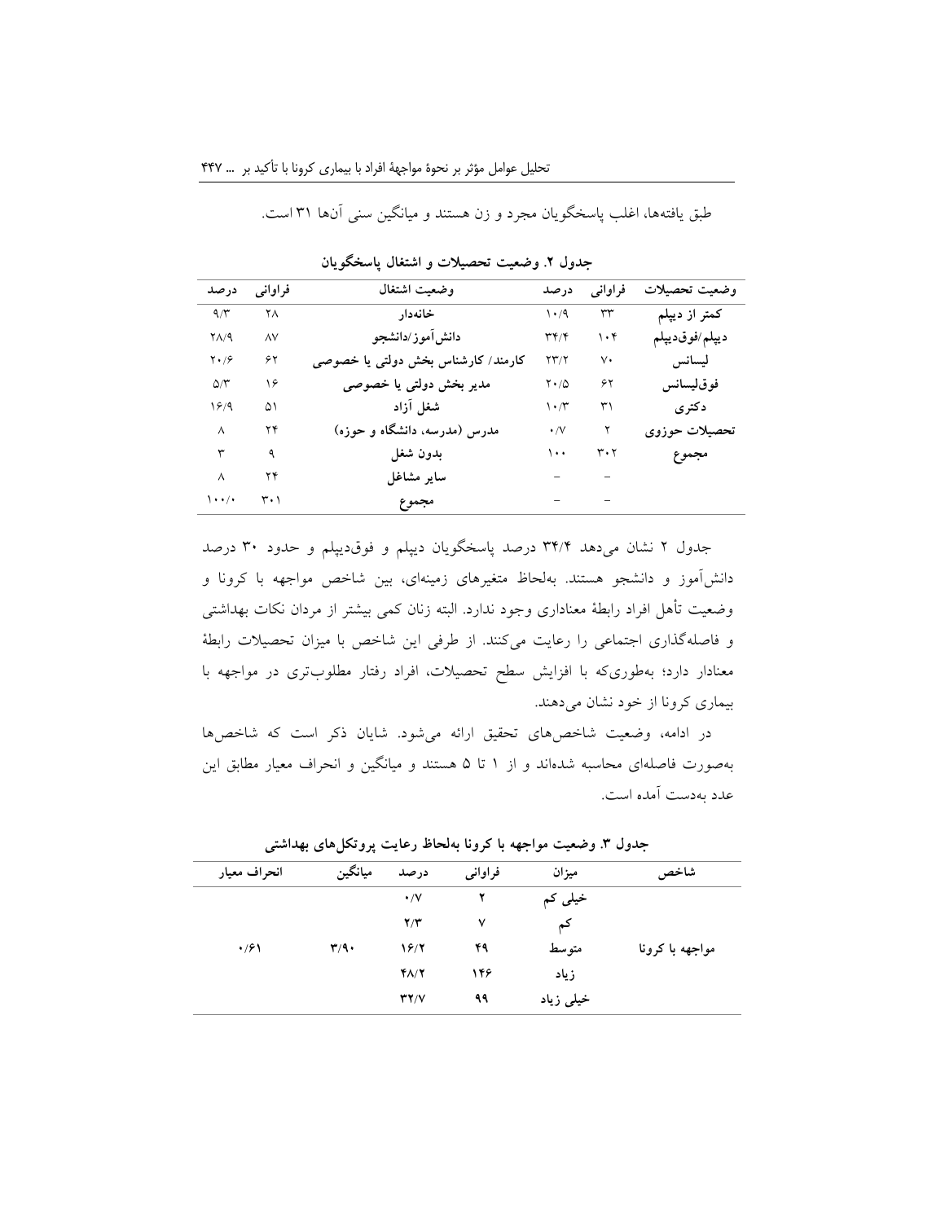طبق یافته‌ها، اغلب پاسخگویان مجرد و زن هستند و میانگین سنی آن‌ها ۳۱ است.

**جدول ۲. وضعیت تحصیلات و اشتغال پاسخگویان**

| وضعیت تحصیلات | فراوانی | درصد | وضعیت اشتغال | فراوانی | درصد |
|---|---|---|---|---|---|
| کمتر از دیپلم | ۳۳ | ۱۰/۹ | خانه‌دار | ۲۸ | ۹/۳ |
| دیپلم/فوق‌دیپلم | ۱۰۴ | ۳۴/۴ | دانش‌آموز/دانشجو | ۸۷ | ۲۸/۹ |
| لیسانس | ۷۰ | ۲۳/۲ | کارمند/ کارشناس بخش دولتی یا خصوصی | ۶۲ | ۲۰/۶ |
| فوق‌لیسانس | ۶۲ | ۲۰/۵ | مدیر بخش دولتی یا خصوصی | ۱۶ | ۵/۳ |
| دکتری | ۳۱ | ۱۰/۳ | شغل آزاد | ۵۱ | ۱۶/۹ |
| تحصیلات حوزوی | ۲ | ۰/۷ | مدرس (مدرسه، دانشگاه و حوزه) | ۲۴ | ۸ |
| مجموع | ۳۰۲ | ۱۰۰ | بدون شغل | ۹ | ۳ |
| | – | – | سایر مشاغل | ۲۴ | ۸ |
| | – | – | مجموع | ۳۰۱ | ۱۰۰/۰ |

جدول ۲ نشان می‌دهد ۳۴/۴ درصد پاسخگویان دیپلم و فوق‌دیپلم و حدود ۳۰ درصد دانش‌آموز و دانشجو هستند. به‌لحاظ متغیرهای زمینه‌ای، بین شاخص مواجهه با کرونا و وضعیت تأهل افراد رابطهٔ معناداری وجود ندارد. البته زنان کمی بیشتر از مردان نکات بهداشتی و فاصله‌گذاری اجتماعی را رعایت می‌کنند. از طرفی این شاخص با میزان تحصیلات رابطهٔ معنادار دارد؛ به‌طوری‌که با افزایش سطح تحصیلات، افراد رفتار مطلوب‌تری در مواجهه با بیماری کرونا از خود نشان می‌دهند.

در ادامه، وضعیت شاخص‌های تحقیق ارائه می‌شود. شایان ذکر است که شاخص‌ها به‌صورت فاصله‌ای محاسبه شده‌اند و از ۱ تا ۵ هستند و میانگین و انحراف معیار مطابق این عدد به‌دست آمده است.

**جدول ۳. وضعیت مواجهه با کرونا به‌لحاظ رعایت پروتکل‌های بهداشتی**

| شاخص | میزان | فراوانی | درصد | میانگین | انحراف معیار |
|---|---|---|---|---|---|
| مواجهه با کرونا | خیلی کم | ۲ | ۰/۷ | ۳/۹۰ | ۰/۶۱ |
| | کم | ۷ | ۲/۳ | | |
| | متوسط | ۴۹ | ۱۶/۲ | | |
| | زیاد | ۱۴۶ | ۴۸/۲ | | |
| | خیلی زیاد | ۹۹ | ۳۲/۷ | | |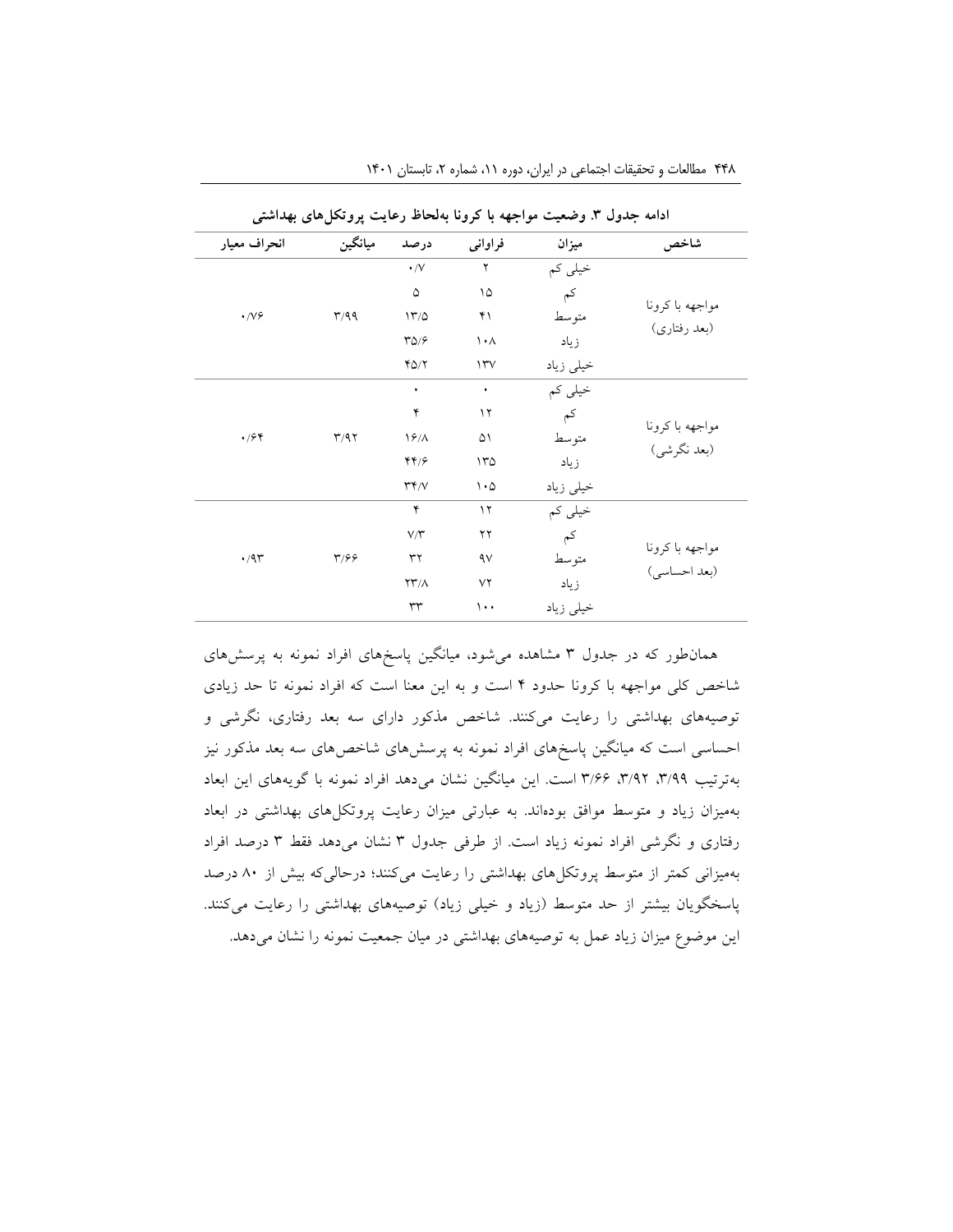**ادامه جدول ۳. وضعیت مواجهه با کرونا به‌لحاظ رعایت پروتکل‌های بهداشتی**

| شاخص | میزان | فراوانی | درصد | میانگین | انحراف معیار |
|---|---|---|---|---|---|
| مواجهه با کرونا (بعد رفتاری) | خیلی کم | ۲ | ۰/۷ | ۳/۹۹ | ۰/۷۶ |
| | کم | ۱۵ | ۵ | | |
| | متوسط | ۴۱ | ۱۳/۵ | | |
| | زیاد | ۱۰۸ | ۳۵/۶ | | |
| | خیلی زیاد | ۱۳۷ | ۴۵/۲ | | |
| مواجهه با کرونا (بعد نگرشی) | خیلی کم | ۰ | ۰ | ۳/۹۲ | ۰/۶۴ |
| | کم | ۱۲ | ۴ | | |
| | متوسط | ۵۱ | ۱۶/۸ | | |
| | زیاد | ۱۳۵ | ۴۴/۶ | | |
| | خیلی زیاد | ۱۰۵ | ۳۴/۷ | | |
| مواجهه با کرونا (بعد احساسی) | خیلی کم | ۱۲ | ۴ | ۳/۶۶ | ۰/۹۳ |
| | کم | ۲۲ | ۷/۳ | | |
| | متوسط | ۹۷ | ۳۲ | | |
| | زیاد | ۷۲ | ۲۳/۸ | | |
| | خیلی زیاد | ۱۰۰ | ۳۳ | | |

همان‌طور که در جدول ۳ مشاهده می‌شود، میانگین پاسخ‌های افراد نمونه به پرسش‌های شاخص کلی مواجهه با کرونا حدود ۴ است و به این معنا است که افراد نمونه تا حد زیادی توصیه‌های بهداشتی را رعایت می‌کنند. شاخص مذکور دارای سه بعد رفتاری، نگرشی و احساسی است که میانگین پاسخ‌های افراد نمونه به پرسش‌های شاخص‌های سه بعد مذکور نیز به‌ترتیب ۳/۹۹، ۳/۹۲، ۳/۶۶ است. این میانگین نشان می‌دهد افراد نمونه با گویه‌های این ابعاد به‌میزان زیاد و متوسط موافق بوده‌اند. به عبارتی میزان رعایت پروتکل‌های بهداشتی در ابعاد رفتاری و نگرشی افراد نمونه زیاد است. از طرفی جدول ۳ نشان می‌دهد فقط ۳ درصد افراد به‌میزانی کمتر از متوسط پروتکل‌های بهداشتی را رعایت می‌کنند؛ درحالی‌که بیش از ۸۰ درصد پاسخگویان بیشتر از حد متوسط (زیاد و خیلی زیاد) توصیه‌های بهداشتی را رعایت می‌کنند. این موضوع میزان زیاد عمل به توصیه‌های بهداشتی در میان جمعیت نمونه را نشان می‌دهد.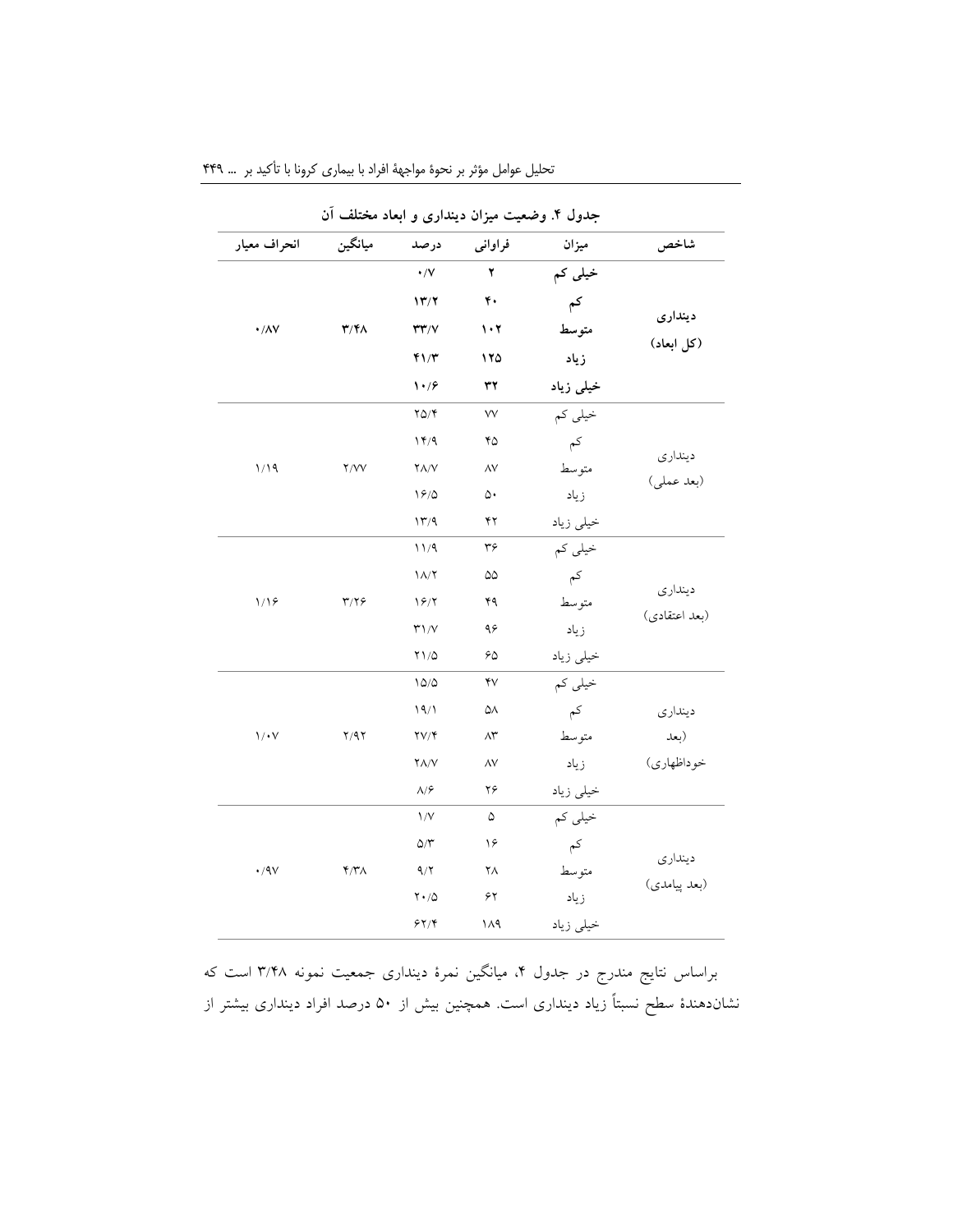**جدول ۴. وضعیت میزان دینداری و ابعاد مختلف آن**

| شاخص | میزان | فراوانی | درصد | میانگین | انحراف معیار |
|---|---|---|---|---|---|
| **دینداری (کل ابعاد)** | **خیلی کم** | **۲** | **۰/۷** | **۳/۴۸** | **۰/۸۷** |
| | **کم** | **۴۰** | **۱۳/۲** | | |
| | **متوسط** | **۱۰۲** | **۳۳/۷** | | |
| | **زیاد** | **۱۲۵** | **۴۱/۳** | | |
| | **خیلی زیاد** | **۳۲** | **۱۰/۶** | | |
| دینداری (بعد عملی) | خیلی کم | ۷۷ | ۲۵/۴ | ۲/۷۷ | ۱/۱۹ |
| | کم | ۴۵ | ۱۴/۹ | | |
| | متوسط | ۸۷ | ۲۸/۷ | | |
| | زیاد | ۵۰ | ۱۶/۵ | | |
| | خیلی زیاد | ۴۲ | ۱۳/۹ | | |
| دینداری (بعد اعتقادی) | خیلی کم | ۳۶ | ۱۱/۹ | ۳/۲۶ | ۱/۱۶ |
| | کم | ۵۵ | ۱۸/۲ | | |
| | متوسط | ۴۹ | ۱۶/۲ | | |
| | زیاد | ۹۶ | ۳۱/۷ | | |
| | خیلی زیاد | ۶۵ | ۲۱/۵ | | |
| دینداری (بعد خوداظهاری) | خیلی کم | ۴۷ | ۱۵/۵ | ۲/۹۲ | ۱/۰۷ |
| | کم | ۵۸ | ۱۹/۱ | | |
| | متوسط | ۸۳ | ۲۷/۴ | | |
| | زیاد | ۸۷ | ۲۸/۷ | | |
| | خیلی زیاد | ۲۶ | ۸/۶ | | |
| دینداری (بعد پیامدی) | خیلی کم | ۵ | ۱/۷ | ۴/۳۸ | ۰/۹۷ |
| | کم | ۱۶ | ۵/۳ | | |
| | متوسط | ۲۸ | ۹/۲ | | |
| | زیاد | ۶۲ | ۲۰/۵ | | |
| | خیلی زیاد | ۱۸۹ | ۶۲/۴ | | |

براساس نتایج مندرج در جدول ۴، میانگین نمرهٔ دینداری جمعیت نمونه ۳/۴۸ است که نشان‌دهندهٔ سطح نسبتاً زیاد دینداری است. همچنین بیش از ۵۰ درصد افراد دینداری بیشتر از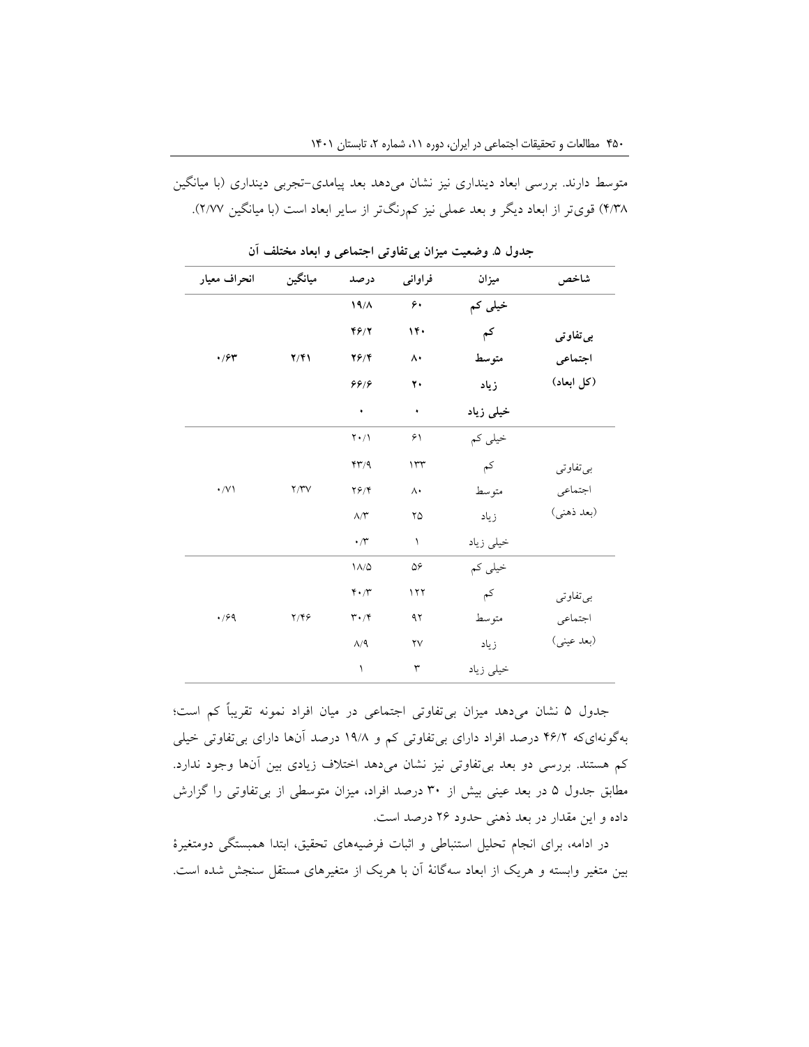متوسط دارند. بررسی ابعاد دینداری نیز نشان می‌دهد بعد پیامدی-تجربی دینداری (با میانگین ۴/۳۸) قوی‌تر از ابعاد دیگر و بعد عملی نیز کم‌رنگ‌تر از سایر ابعاد است (با میانگین ۲/۷۷).

**جدول ۵. وضعیت میزان بی‌تفاوتی اجتماعی و ابعاد مختلف آن**

| شاخص | میزان | فراوانی | درصد | میانگین | انحراف معیار |
|---|---|---|---|---|---|
| **بی‌تفاوتی اجتماعی (کل ابعاد)** | **خیلی کم** | **۶۰** | **۱۹/۸** | **۲/۴۱** | **۰/۶۳** |
| | **کم** | **۱۴۰** | **۴۶/۲** | | |
| | **متوسط** | **۸۰** | **۲۶/۴** | | |
| | **زیاد** | **۲۰** | **۶۶/۶** | | |
| | **خیلی زیاد** | **۰** | **۰** | | |
| بی‌تفاوتی اجتماعی (بعد ذهنی) | خیلی کم | ۶۱ | ۲۰/۱ | ۲/۳۷ | ۰/۷۱ |
| | کم | ۱۳۳ | ۴۳/۹ | | |
| | متوسط | ۸۰ | ۲۶/۴ | | |
| | زیاد | ۲۵ | ۸/۳ | | |
| | خیلی زیاد | ۱ | ۰/۳ | | |
| بی‌تفاوتی اجتماعی (بعد عینی) | خیلی کم | ۵۶ | ۱۸/۵ | ۲/۴۶ | ۰/۶۹ |
| | کم | ۱۲۲ | ۴۰/۳ | | |
| | متوسط | ۹۲ | ۳۰/۴ | | |
| | زیاد | ۲۷ | ۸/۹ | | |
| | خیلی زیاد | ۳ | ۱ | | |

جدول ۵ نشان می‌دهد میزان بی‌تفاوتی اجتماعی در میان افراد نمونه تقریباً کم است؛ به‌گونه‌ای‌که ۴۶/۲ درصد افراد دارای بی‌تفاوتی کم و ۱۹/۸ درصد آن‌ها دارای بی‌تفاوتی خیلی کم هستند. بررسی دو بعد بی‌تفاوتی نیز نشان می‌دهد اختلاف زیادی بین آن‌ها وجود ندارد. مطابق جدول ۵ در بعد عینی بیش از ۳۰ درصد افراد، میزان متوسطی از بی‌تفاوتی را گزارش داده و این مقدار در بعد ذهنی حدود ۲۶ درصد است.

در ادامه، برای انجام تحلیل استنباطی و اثبات فرضیه‌های تحقیق، ابتدا همبستگی دومتغیرهٔ بین متغیر وابسته و هریک از ابعاد سه‌گانهٔ آن با هریک از متغیرهای مستقل سنجش شده است.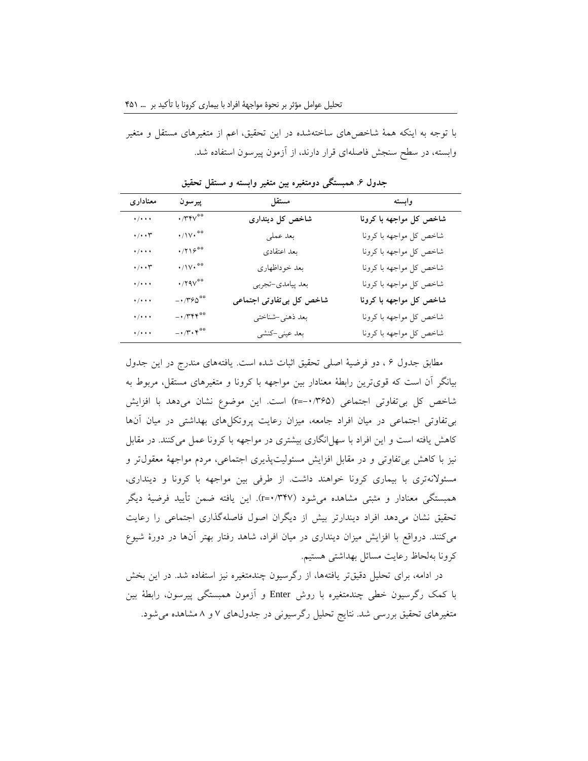با توجه به اینکه همهٔ شاخص‌های ساخته‌شده در این تحقیق، اعم از متغیرهای مستقل و متغیر وابسته، در سطح سنجش فاصله‌ای قرار دارند، از آزمون پیرسون استفاده شد.

**جدول ۶. همبستگی دومتغیره بین متغیر وابسته و مستقل تحقیق**

| وابسته | مستقل | پیرسون | معناداری |
|---|---|---|---|
| **شاخص کل مواجهه با کرونا** | **شاخص کل دینداری** | \*\*۰/۳۴۷ | ۰/۰۰۰ |
| شاخص کل مواجهه با کرونا | بعد عملی | \*\*۰/۱۷۰ | ۰/۰۰۳ |
| شاخص کل مواجهه با کرونا | بعد اعتقادی | \*\*۰/۲۱۶ | ۰/۰۰۰ |
| شاخص کل مواجهه با کرونا | بعد خوداظهاری | \*\*۰/۱۷۰ | ۰/۰۰۳ |
| شاخص کل مواجهه با کرونا | بعد پیامدی-تجربی | \*\*۰/۲۹۷ | ۰/۰۰۰ |
| **شاخص کل مواجهه با کرونا** | **شاخص کل بی‌تفاوتی اجتماعی** | \*\*۰/۳۶۵- | ۰/۰۰۰ |
| شاخص کل مواجهه با کرونا | بعد ذهنی-شناختی | \*\*۰/۳۴۴- | ۰/۰۰۰ |
| شاخص کل مواجهه با کرونا | بعد عینی-کنشی | \*\*۰/۳۰۴- | ۰/۰۰۰ |

مطابق جدول ۶ ، دو فرضیهٔ اصلی تحقیق اثبات شده است. یافته‌های مندرج در این جدول بیانگر آن است که قوی‌ترین رابطهٔ معنادار بین مواجهه با کرونا و متغیرهای مستقل، مربوط به شاخص کل بی‌تفاوتی اجتماعی (r=-۰/۳۶۵) است. این موضوع نشان می‌دهد با افزایش بی‌تفاوتی اجتماعی در میان افراد جامعه، میزان رعایت پروتکل‌های بهداشتی در میان آن‌ها کاهش یافته است و این افراد با سهل‌انگاری بیشتری در مواجهه با کرونا عمل می‌کنند. در مقابل نیز با کاهش بی‌تفاوتی و در مقابل افزایش مسئولیت‌پذیری اجتماعی، مردم مواجههٔ معقول‌تر و مسئولانه‌تری با بیماری کرونا خواهند داشت. از طرفی بین مواجهه با کرونا و دینداری، همبستگی معنادار و مثبتی مشاهده می‌شود (r=۰/۳۴۷). این یافته ضمن تأیید فرضیهٔ دیگر تحقیق نشان می‌دهد افراد دیندارتر بیش از دیگران اصول فاصله‌گذاری اجتماعی را رعایت می‌کنند. درواقع با افزایش میزان دینداری در میان افراد، شاهد رفتار بهتر آن‌ها در دورهٔ شیوع کرونا به‌لحاظ رعایت مسائل بهداشتی هستیم.

در ادامه، برای تحلیل دقیق‌تر یافته‌ها، از رگرسیون چندمتغیره نیز استفاده شد. در این بخش با کمک رگرسیون خطی چندمتغیره با روش Enter و آزمون همبستگی پیرسون، رابطهٔ بین متغیرهای تحقیق بررسی شد. نتایج تحلیل رگرسیونی در جدول‌های ۷ و ۸ مشاهده می‌شود.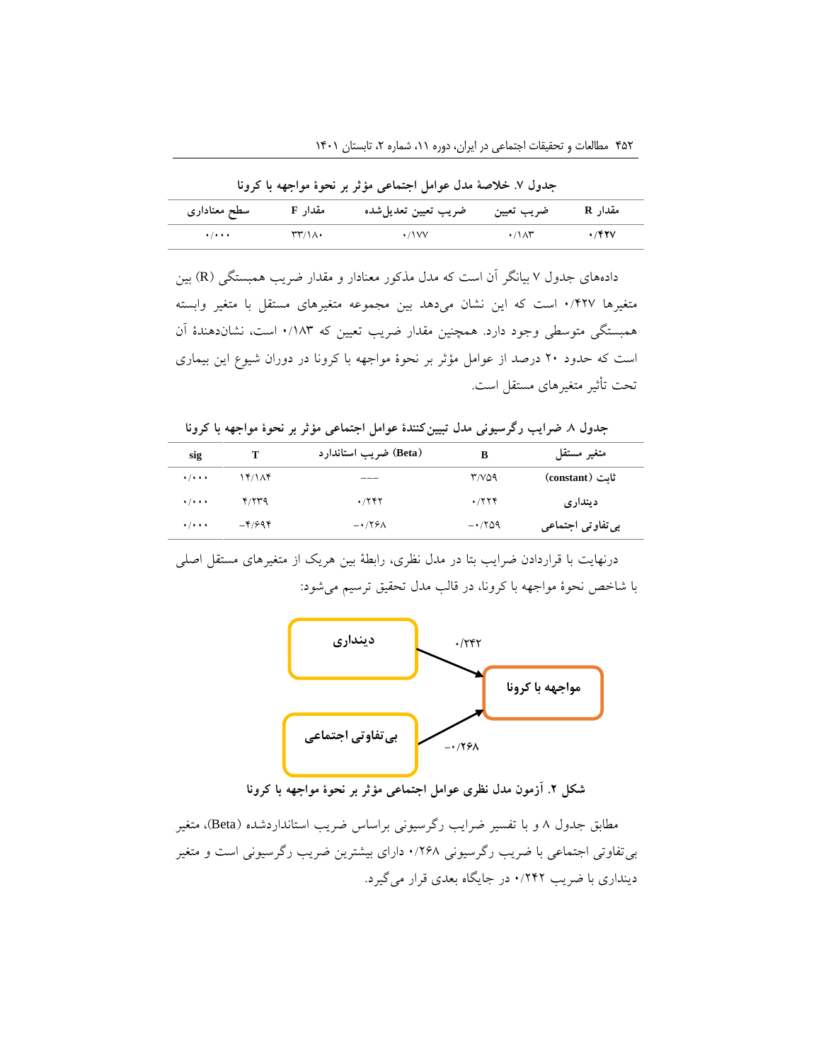جدول ۷. خلاصهٔ مدل عوامل اجتماعی مؤثر بر نحوهٔ مواجهه با کرونا

| مقدار R | ضریب تعیین | ضریب تعیین تعدیل‌شده | مقدار F | سطح معناداری |
| --- | --- | --- | --- | --- |
| ۰/۴۲۷ | ۰/۱۸۳ | ۰/۱۷۷ | ۳۳/۱۸۰ | ۰/۰۰۰ |

داده‌های جدول ۷ بیانگر آن است که مدل مذکور معنادار و مقدار ضریب همبستگی (R) بین متغیرها ۰/۴۲۷ است که این نشان می‌دهد بین مجموعه متغیرهای مستقل با متغیر وابسته همبستگی متوسطی وجود دارد. همچنین مقدار ضریب تعیین که ۰/۱۸۳ است، نشان‌دهندهٔ آن است که حدود ۲۰ درصد از عوامل مؤثر بر نحوهٔ مواجهه با کرونا در دوران شیوع این بیماری تحت تأثیر متغیرهای مستقل است.

جدول ۸. ضرایب رگرسیونی مدل تبیین‌کنندهٔ عوامل اجتماعی مؤثر بر نحوهٔ مواجهه با کرونا

| متغیر مستقل | B | ضریب استاندارد (Beta) | T | sig |
| --- | --- | --- | --- | --- |
| ثابت (constant) | ۳/۷۵۹ | --- | ۱۴/۱۸۴ | ۰/۰۰۰ |
| دینداری | ۰/۲۲۴ | ۰/۲۴۲ | ۴/۲۳۹ | ۰/۰۰۰ |
| بی‌تفاوتی اجتماعی | -۰/۲۵۹ | -۰/۲۶۸ | -۴/۶۹۴ | ۰/۰۰۰ |

درنهایت با قراردادن ضرایب بتا در مدل نظری، رابطهٔ بین هریک از متغیرهای مستقل اصلی با شاخص نحوهٔ مواجهه با کرونا، در قالب مدل تحقیق ترسیم می‌شود:

دینداری → ۰/۲۴۲ → مواجهه با کرونا

بی‌تفاوتی اجتماعی → -۰/۲۶۸ → مواجهه با کرونا

شکل ۲. آزمون مدل نظری عوامل اجتماعی مؤثر بر نحوهٔ مواجهه با کرونا

مطابق جدول ۸ و با تفسیر ضرایب رگرسیونی براساس ضریب استانداردشده (Beta)، متغیر بی‌تفاوتی اجتماعی با ضریب رگرسیونی ۰/۲۶۸ دارای بیشترین ضریب رگرسیونی است و متغیر دینداری با ضریب ۰/۲۴۲ در جایگاه بعدی قرار می‌گیرد.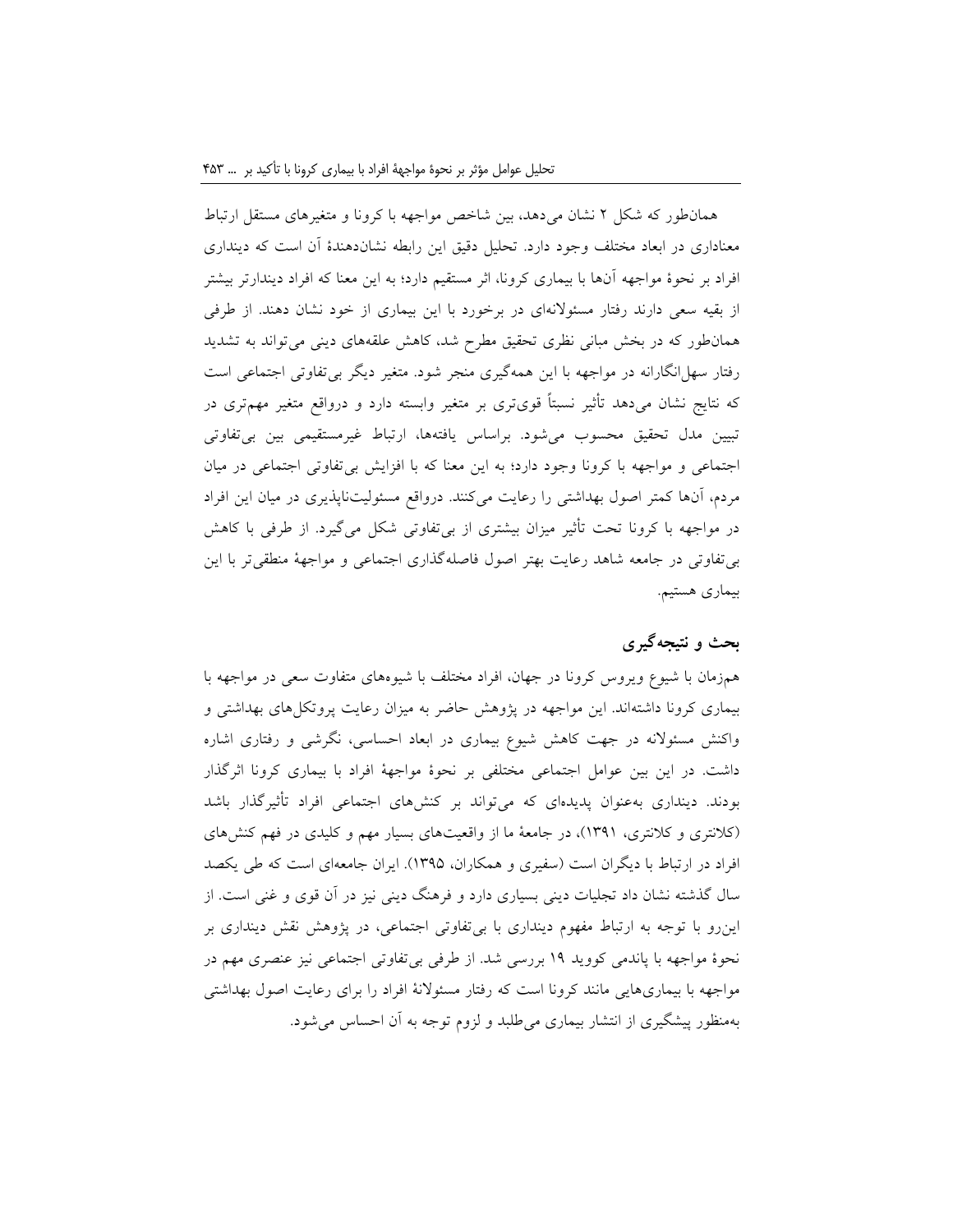همان‌طور که شکل ۲ نشان می‌دهد، بین شاخص مواجهه با کرونا و متغیرهای مستقل ارتباط معناداری در ابعاد مختلف وجود دارد. تحلیل دقیق این رابطه نشان‌دهندهٔ آن است که دینداری افراد بر نحوهٔ مواجهه آن‌ها با بیماری کرونا، اثر مستقیم دارد؛ به این معنا که افراد دیندارتر بیشتر از بقیه سعی دارند رفتار مسئولانه‌ای در برخورد با این بیماری از خود نشان دهند. از طرفی همان‌طور که در بخش مبانی نظری تحقیق مطرح شد، کاهش علقه‌های دینی می‌تواند به تشدید رفتار سهل‌انگارانه در مواجهه با این همه‌گیری منجر شود. متغیر دیگر بی‌تفاوتی اجتماعی است که نتایج نشان می‌دهد تأثیر نسبتاً قوی‌تری بر متغیر وابسته دارد و درواقع متغیر مهم‌تری در تبیین مدل تحقیق محسوب می‌شود. براساس یافته‌ها، ارتباط غیرمستقیمی بین بی‌تفاوتی اجتماعی و مواجهه با کرونا وجود دارد؛ به این معنا که با افزایش بی‌تفاوتی اجتماعی در میان مردم، آن‌ها کمتر اصول بهداشتی را رعایت می‌کنند. درواقع مسئولیت‌ناپذیری در میان این افراد در مواجهه با کرونا تحت تأثیر میزان بیشتری از بی‌تفاوتی شکل می‌گیرد. از طرفی با کاهش بی‌تفاوتی در جامعه شاهد رعایت بهتر اصول فاصله‌گذاری اجتماعی و مواجهۀ منطقی‌تر با این بیماری هستیم.

## بحث و نتیجه‌گیری

هم‌زمان با شیوع ویروس کرونا در جهان، افراد مختلف با شیوه‌های متفاوت سعی در مواجهه با بیماری کرونا داشته‌اند. این مواجهه در پژوهش حاضر به میزان رعایت پروتکل‌های بهداشتی و واکنش مسئولانه در جهت کاهش شیوع بیماری در ابعاد احساسی، نگرشی و رفتاری اشاره داشت. در این بین عوامل اجتماعی مختلفی بر نحوهٔ مواجهۀ افراد با بیماری کرونا اثرگذار بودند. دینداری به‌عنوان پدیده‌ای که می‌تواند بر کنش‌های اجتماعی افراد تأثیرگذار باشد (کلانتری و کلانتری، ۱۳۹۱)، در جامعۀ ما از واقعیت‌های بسیار مهم و کلیدی در فهم کنش‌های افراد در ارتباط با دیگران است (سفیری و همکاران، ۱۳۹۵). ایران جامعه‌ای است که طی یکصد سال گذشته نشان داد تجلیات دینی بسیاری دارد و فرهنگ دینی نیز در آن قوی و غنی است. از این‌رو با توجه به ارتباط مفهوم دینداری با بی‌تفاوتی اجتماعی، در پژوهش نقش دینداری بر نحوهٔ مواجهه با پاندمی کووید ۱۹ بررسی شد. از طرفی بی‌تفاوتی اجتماعی نیز عنصری مهم در مواجهه با بیماری‌هایی مانند کرونا است که رفتار مسئولانۀ افراد را برای رعایت اصول بهداشتی به‌منظور پیشگیری از انتشار بیماری می‌طلبد و لزوم توجه به آن احساس می‌شود.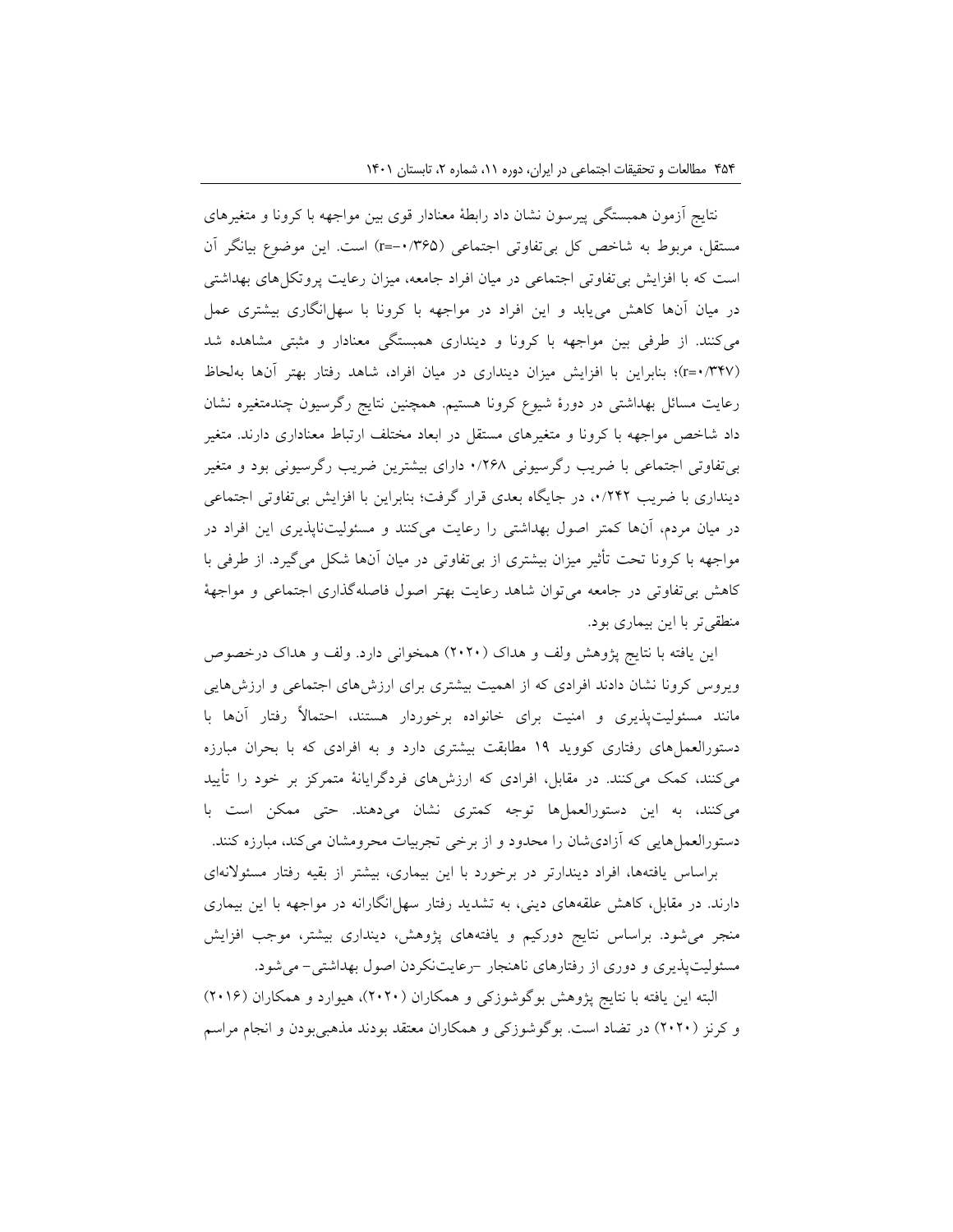نتایج آزمون همبستگی پیرسون نشان داد رابطهٔ معنادار قوی بین مواجهه با کرونا و متغیرهای مستقل، مربوط به شاخص کل بی‌تفاوتی اجتماعی (r=-۰/۳۶۵) است. این موضوع بیانگر آن است که با افزایش بی‌تفاوتی اجتماعی در میان افراد جامعه، میزان رعایت پروتکل‌های بهداشتی در میان آن‌ها کاهش می‌یابد و این افراد در مواجهه با کرونا با سهل‌انگاری بیشتری عمل می‌کنند. از طرفی بین مواجهه با کرونا و دینداری همبستگی معنادار و مثبتی مشاهده شد (r=۰/۳۴۷)؛ بنابراین با افزایش میزان دینداری در میان افراد، شاهد رفتار بهتر آن‌ها به‌لحاظ رعایت مسائل بهداشتی در دورهٔ شیوع کرونا هستیم. همچنین نتایج رگرسیون چندمتغیره نشان داد شاخص مواجهه با کرونا و متغیرهای مستقل در ابعاد مختلف ارتباط معناداری دارند. متغیر بی‌تفاوتی اجتماعی با ضریب رگرسیونی ۰/۲۶۸ دارای بیشترین ضریب رگرسیونی بود و متغیر دینداری با ضریب ۰/۲۴۲، در جایگاه بعدی قرار گرفت؛ بنابراین با افزایش بی‌تفاوتی اجتماعی در میان مردم، آن‌ها کمتر اصول بهداشتی را رعایت می‌کنند و مسئولیت‌ناپذیری این افراد در مواجهه با کرونا تحت تأثیر میزان بیشتری از بی‌تفاوتی در میان آن‌ها شکل می‌گیرد. از طرفی با کاهش بی‌تفاوتی در جامعه می‌توان شاهد رعایت بهتر اصول فاصله‌گذاری اجتماعی و مواجههٔ منطقی‌تر با این بیماری بود.

این یافته با نتایج پژوهش ولف و هداک (۲۰۲۰) همخوانی دارد. ولف و هداک درخصوص ویروس کرونا نشان دادند افرادی که از اهمیت بیشتری برای ارزش‌های اجتماعی و ارزش‌هایی مانند مسئولیت‌پذیری و امنیت برای خانواده برخوردار هستند، احتمالاً رفتار آن‌ها با دستورالعمل‌های رفتاری کووید ۱۹ مطابقت بیشتری دارد و به افرادی که با بحران مبارزه می‌کنند، کمک می‌کنند. در مقابل، افرادی که ارزش‌های فردگرایانهٔ متمرکز بر خود را تأیید می‌کنند، به این دستورالعمل‌ها توجه کمتری نشان می‌دهند. حتی ممکن است با دستورالعمل‌هایی که آزادی‌شان را محدود و از برخی تجربیات محرومشان می‌کند، مبارزه کنند.

براساس یافته‌ها، افراد دیندارتر در برخورد با این بیماری، بیشتر از بقیه رفتار مسئولانه‌ای دارند. در مقابل، کاهش علقه‌های دینی، به تشدید رفتار سهل‌انگارانه در مواجهه با این بیماری منجر می‌شود. براساس نتایج دورکیم و یافته‌های پژوهش، دینداری بیشتر، موجب افزایش مسئولیت‌پذیری و دوری از رفتارهای ناهنجار –رعایت‌نکردن اصول بهداشتی– می‌شود.

البته این یافته با نتایج پژوهش بوگوشوزکی و همکاران (۲۰۲۰)، هیوارد و همکاران (۲۰۱۶) و کرنز (۲۰۲۰) در تضاد است. بوگوشوزکی و همکاران معتقد بودند مذهبی‌بودن و انجام مراسم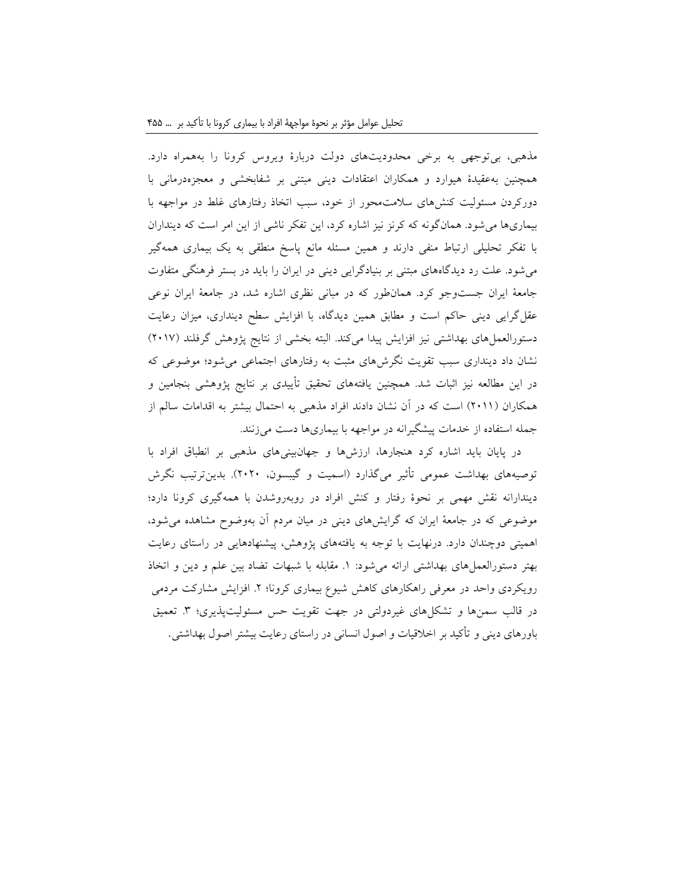مذهبی، بی‌توجهی به برخی محدودیت‌های دولت دربارهٔ ویروس کرونا را به‌همراه دارد. همچنین به‌عقیدهٔ هیوارد و همکاران اعتقادات دینی مبتنی بر شفابخشی و معجزه‌درمانی با دورکردن مسئولیت کنش‌های سلامت‌محور از خود، سبب اتخاذ رفتارهای غلط در مواجهه با بیماری‌ها می‌شود. همان‌گونه که کرنز نیز اشاره کرد، این تفکر ناشی از این امر است که دینداران با تفکر تحلیلی ارتباط منفی دارند و همین مسئله مانع پاسخ منطقی به یک بیماری همه‌گیر می‌شود. علت رد دیدگاه‌های مبتنی بر بنیادگرایی دینی در ایران را باید در بستر فرهنگی متفاوت جامعهٔ ایران جست‌وجو کرد. همان‌طور که در مبانی نظری اشاره شد، در جامعهٔ ایران نوعی عقل‌گرایی دینی حاکم است و مطابق همین دیدگاه، با افزایش سطح دینداری، میزان رعایت دستورالعمل‌های بهداشتی نیز افزایش پیدا می‌کند. البته بخشی از نتایج پژوهش گرفلند (۲۰۱۷) نشان داد دینداری سبب تقویت نگرش‌های مثبت به رفتارهای اجتماعی می‌شود؛ موضوعی که در این مطالعه نیز اثبات شد. همچنین یافته‌های تحقیق تأییدی بر نتایج پژوهشی بنجامین و همکاران (۲۰۱۱) است که در آن نشان دادند افراد مذهبی به احتمال بیشتر به اقدامات سالم از جمله استفاده از خدمات پیشگیرانه در مواجهه با بیماری‌ها دست می‌زنند.

در پایان باید اشاره کرد هنجارها، ارزش‌ها و جهان‌بینی‌های مذهبی بر انطباق افراد با توصیه‌های بهداشت عمومی تأثیر می‌گذارد (اسمیت و گیبسون، ۲۰۲۰). بدین‌ترتیب نگرش دیندارانه نقش مهمی بر نحوهٔ رفتار و کنش افراد در روبه‌روشدن با همه‌گیری کرونا دارد؛ موضوعی که در جامعهٔ ایران که گرایش‌های دینی در میان مردم آن به‌وضوح مشاهده می‌شود، اهمیتی دوچندان دارد. درنهایت با توجه به یافته‌های پژوهش، پیشنهادهایی در راستای رعایت بهتر دستورالعمل‌های بهداشتی ارائه می‌شود: ۱. مقابله با شبهات تضاد بین علم و دین و اتخاذ رویکردی واحد در معرفی راهکارهای کاهش شیوع بیماری کرونا؛ ۲. افزایش مشارکت مردمی در قالب سمن‌ها و تشکل‌های غیردولتی در جهت تقویت حس مسئولیت‌پذیری؛ ۳. تعمیق باورهای دینی و تأکید بر اخلاقیات و اصول انسانی در راستای رعایت بیشتر اصول بهداشتی.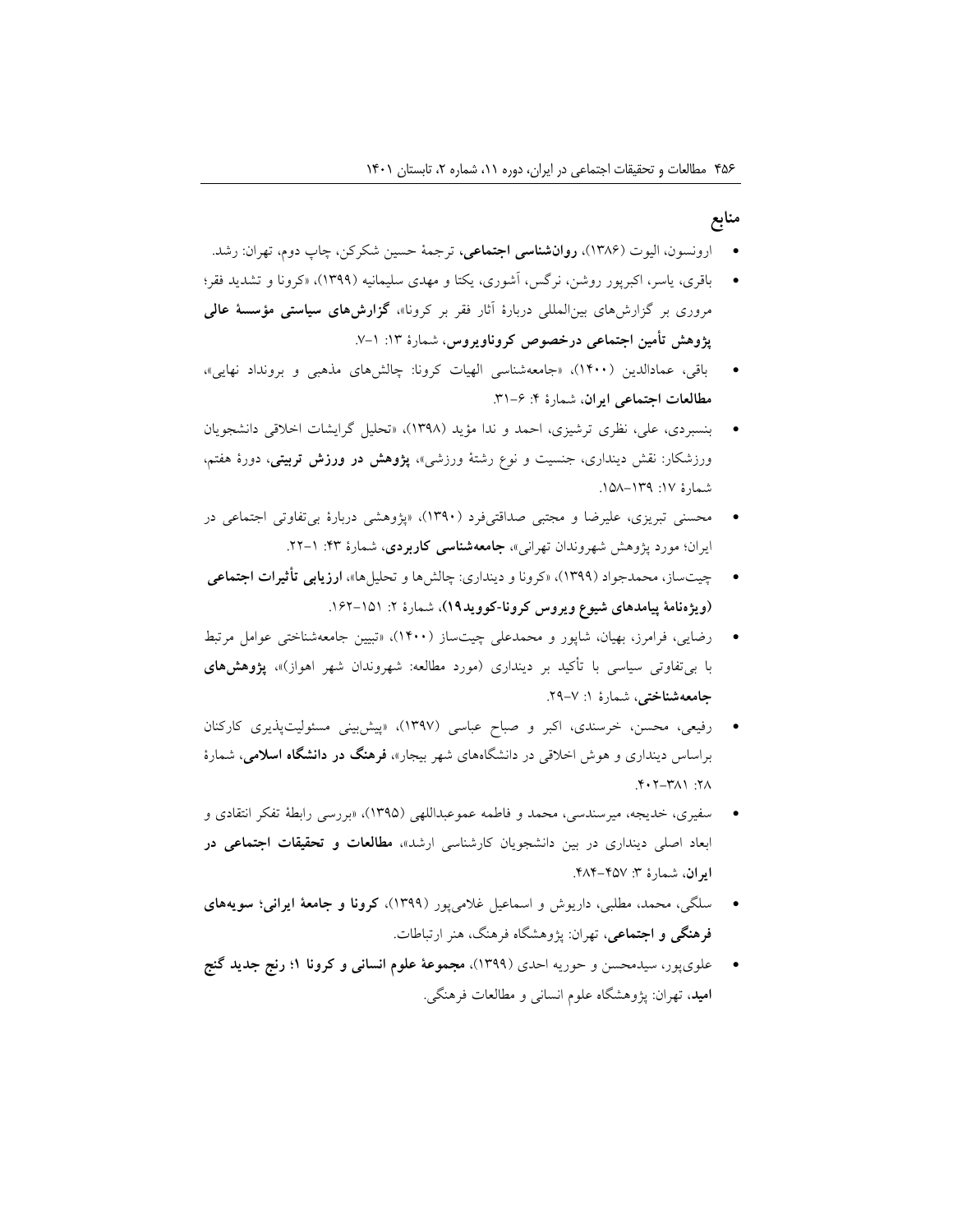## منابع

- ارونسون، الیوت (۱۳۸۶)، **روان‌شناسی اجتماعی**، ترجمهٔ حسین شکرکن، چاپ دوم، تهران: رشد.
- باقری، یاسر، اکبرپور روشن، نرگس، آشوری، یکتا و مهدی سلیمانیه (۱۳۹۹)، «کرونا و تشدید فقر؛ مروری بر گزارش‌های بین‌المللی دربارهٔ آثار فقر بر کرونا»، **گزارش‌های سیاستی مؤسسهٔ عالی پژوهش تأمین اجتماعی درخصوص کروناویروس**، شمارهٔ ۱۳: ۱-۷.
- باقی، عمادالدین (۱۴۰۰)، «جامعه‌شناسی الهیات کرونا: چالش‌های مذهبی و برونداد نهایی»، **مطالعات اجتماعی ایران**، شمارهٔ ۴: ۶-۳۱.
- بنسبردی، علی، نظری ترشیزی، احمد و ندا مؤید (۱۳۹۸)، «تحلیل گرایشات اخلاقی دانشجویان ورزشکار: نقش دینداری، جنسیت و نوع رشتهٔ ورزشی»، **پژوهش در ورزش تربیتی**، دورهٔ هفتم، شمارهٔ ۱۷: ۱۳۹-۱۵۸.
- محسنی تبریزی، علیرضا و مجتبی صداقتی‌فرد (۱۳۹۰)، «پژوهشی دربارهٔ بی‌تفاوتی اجتماعی در ایران؛ مورد پژوهش شهروندان تهرانی»، **جامعه‌شناسی کاربردی**، شمارهٔ ۴۳: ۱-۲۲.
- چیت‌ساز، محمدجواد (۱۳۹۹)، «کرونا و دینداری: چالش‌ها و تحلیل‌ها»، **ارزیابی تأثیرات اجتماعی (ویژه‌نامهٔ پیامدهای شیوع ویروس کرونا-کووید۱۹)**، شمارهٔ ۲: ۱۵۱-۱۶۲.
- رضایی، فرامرز، بهیان، شاپور و محمدعلی چیت‌ساز (۱۴۰۰)، «تبیین جامعه‌شناختی عوامل مرتبط با بی‌تفاوتی سیاسی با تأکید بر دینداری (مورد مطالعه: شهروندان شهر اهواز)»، **پژوهش‌های جامعه‌شناختی**، شمارهٔ ۱: ۷-۲۹.
- رفیعی، محسن، خرسندی، اکبر و صباح عباسی (۱۳۹۷)، «پیش‌بینی مسئولیت‌پذیری کارکنان براساس دینداری و هوش اخلاقی در دانشگاه‌های شهر بیجار»، **فرهنگ در دانشگاه اسلامی**، شمارهٔ ۲۸: ۳۸۱-۴۰۲.
- سفیری، خدیجه، میرسندسی، محمد و فاطمه عموعبداللهی (۱۳۹۵)، «بررسی رابطهٔ تفکر انتقادی و ابعاد اصلی دینداری در بین دانشجویان کارشناسی ارشد»، **مطالعات و تحقیقات اجتماعی در ایران**، شمارهٔ ۳: ۴۵۷-۴۸۴.
- سلگی، محمد، مطلبی، داریوش و اسماعیل غلامی‌پور (۱۳۹۹)، **کرونا و جامعهٔ ایرانی؛ سویه‌های فرهنگی و اجتماعی**، تهران: پژوهشگاه فرهنگ، هنر ارتباطات.
- علوی‌پور، سیدمحسن و حوریه احدی (۱۳۹۹)، **مجموعهٔ علوم انسانی و کرونا ۱؛ رنج جدید گنج امید**، تهران: پژوهشگاه علوم انسانی و مطالعات فرهنگی.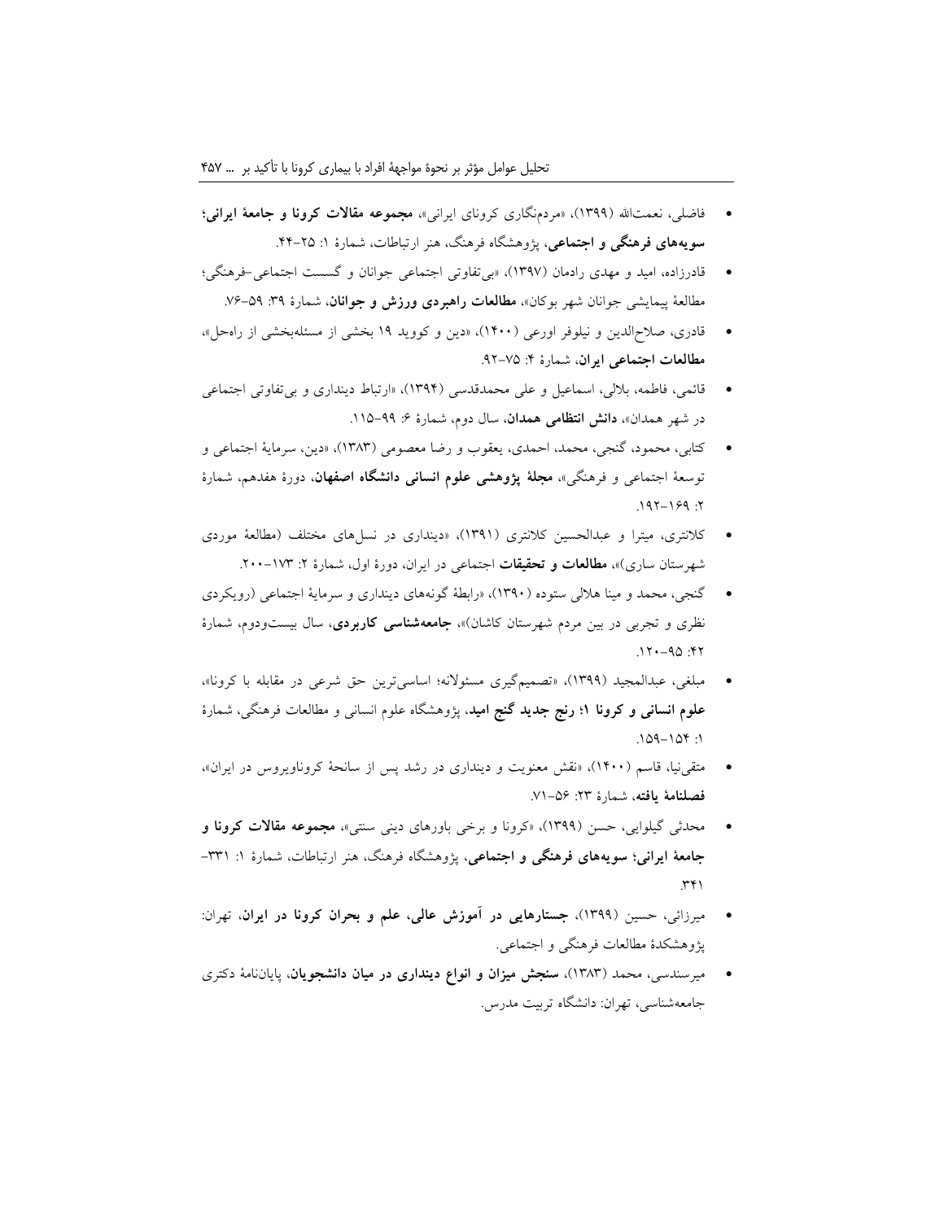- فاضلی، نعمت‌الله (۱۳۹۹)، «مردم‌نگاری کرونای ایرانی»، **مجموعه مقالات کرونا و جامعهٔ ایرانی؛ سویه‌های فرهنگی و اجتماعی**، پژوهشگاه فرهنگ، هنر ارتباطات، شمارهٔ ۱: ۲۵-۴۴.
- قادرزاده، امید و مهدی رادمان (۱۳۹۷)، «بی‌تفاوتی اجتماعی جوانان و گسست اجتماعی-فرهنگی؛ مطالعهٔ پیمایشی جوانان شهر بوکان»، **مطالعات راهبردی ورزش و جوانان**، شمارهٔ ۳۹: ۵۹-۷۶.
- قادری، صلاح‌الدین و نیلوفر اورعی (۱۴۰۰)، «دین و کووید ۱۹ بخشی از مسئله‌بخشی از راه‌حل»، **مطالعات اجتماعی ایران**، شمارهٔ ۴: ۷۵-۹۲.
- قائمی، فاطمه، بلالی، اسماعیل و علی محمدقدسی (۱۳۹۴)، «ارتباط دینداری و بی‌تفاوتی اجتماعی در شهر همدان»، **دانش انتظامی همدان**، سال دوم، شمارهٔ ۶: ۹۹-۱۱۵.
- کتابی، محمود، گنجی، محمد، احمدی، یعقوب و رضا معصومی (۱۳۸۳)، «دین، سرمایهٔ اجتماعی و توسعهٔ اجتماعی و فرهنگی»، **مجلهٔ پژوهشی علوم انسانی دانشگاه اصفهان**، دورهٔ هفدهم، شمارهٔ ۲: ۱۶۹-۱۹۲.
- کلانتری، میترا و عبدالحسین کلانتری (۱۳۹۱)، «دینداری در نسل‌های مختلف (مطالعهٔ موردی شهرستان ساری)»، **مطالعات و تحقیقات** اجتماعی در ایران، دورهٔ اول، شمارهٔ ۲: ۱۷۳-۲۰۰.
- گنجی، محمد و مینا هلالی ستوده (۱۳۹۰)، «رابطهٔ گونه‌های دینداری و سرمایهٔ اجتماعی (رویکردی نظری و تجربی در بین مردم شهرستان کاشان)»، **جامعه‌شناسی کاربردی**، سال بیست‌ودوم، شمارهٔ ۴۲: ۹۵-۱۲۰.
- مبلغی، عبدالمجید (۱۳۹۹)، «تصمیم‌گیری مسئولانه؛ اساسی‌ترین حق شرعی در مقابله با کرونا»، **علوم انسانی و کرونا ۱؛ رنج جدید گنج امید**، پژوهشگاه علوم انسانی و مطالعات فرهنگی، شمارهٔ ۱: ۱۵۴-۱۵۹.
- متقی‌نیا، قاسم (۱۴۰۰)، «نقش معنویت و دینداری در رشد پس از سانحهٔ کروناویروس در ایران»، **فصلنامهٔ یافته**، شمارهٔ ۲۳: ۵۶-۷۱.
- محدثی گیلوایی، حسن (۱۳۹۹)، «کرونا و برخی باورهای دینی سنتی»، **مجموعه مقالات کرونا و جامعهٔ ایرانی؛ سویه‌های فرهنگی و اجتماعی**، پژوهشگاه فرهنگ، هنر ارتباطات، شمارهٔ ۱: ۳۳۱-۳۴۱.
- میرزائی، حسین (۱۳۹۹)، **جستارهایی در آموزش عالی، علم و بحران کرونا در ایران**، تهران: پژوهشکدهٔ مطالعات فرهنگی و اجتماعی.
- میرسندسی، محمد (۱۳۸۳)، **سنجش میزان و انواع دینداری در میان دانشجویان**، پایان‌نامهٔ دکتری جامعه‌شناسی، تهران: دانشگاه تربیت مدرس.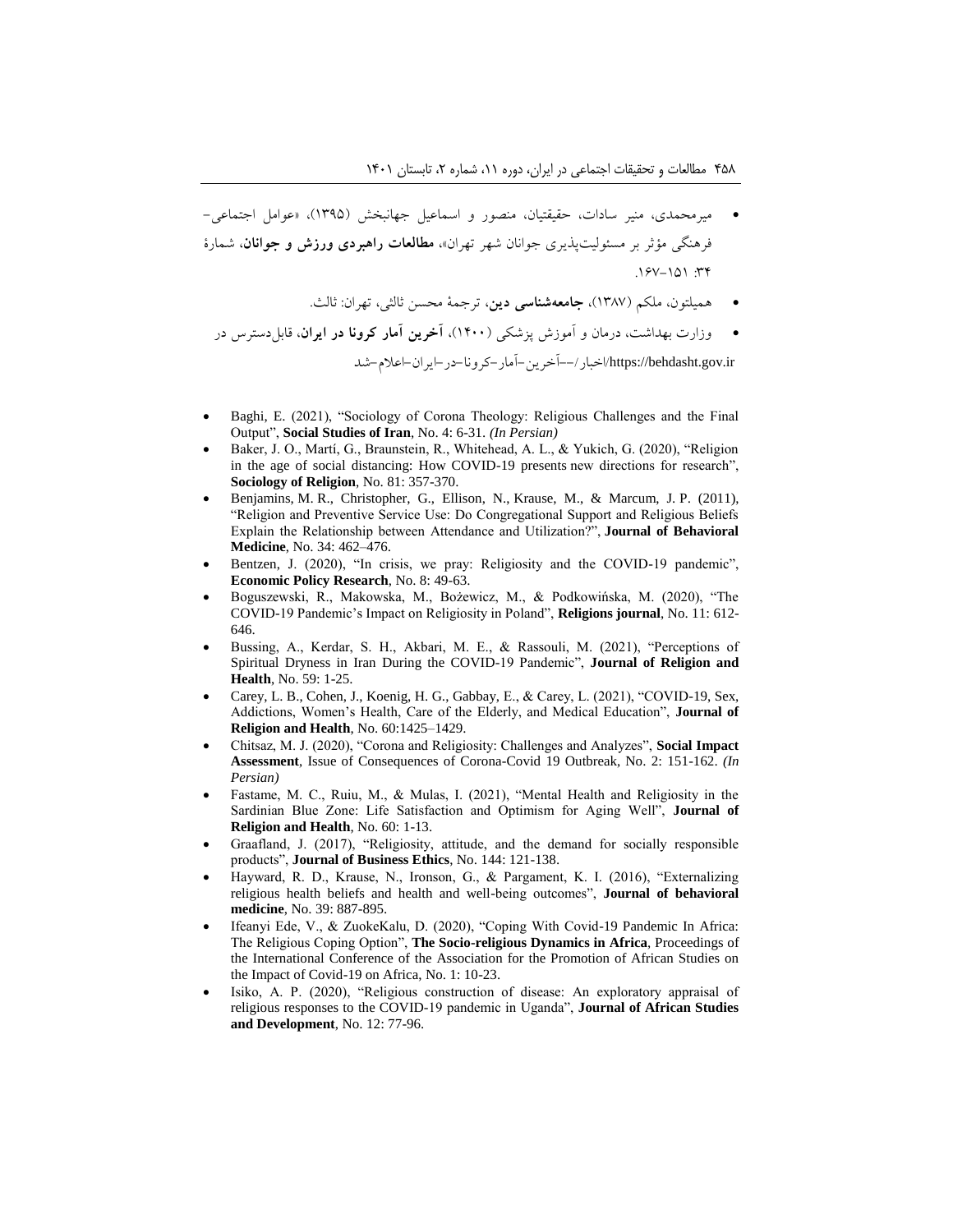- میرمحمدی، منیر سادات، حقیقتیان، منصور و اسماعیل جهانبخش (۱۳۹۵)، «عوامل اجتماعی-فرهنگی مؤثر بر مسئولیت‌پذیری جوانان شهر تهران»، **مطالعات راهبردی ورزش و جوانان**، شمارهٔ ۳۴: ۱۶۷-۱۵۱.
- همیلتون، ملکم (۱۳۸۷)، **جامعه‌شناسی دین**، ترجمهٔ محسن ثلاثی، تهران: ثالث.
- وزارت بهداشت، درمان و آموزش پزشکی (۱۴۰۰)، **آخرین آمار کرونا در ایران**، قابل‌دسترس در https://behdasht.gov.ir/اخبار/--آخرین-آمار-کرونا-در-ایران-اعلام-شد

- Baghi, E. (2021), "Sociology of Corona Theology: Religious Challenges and the Final Output", **Social Studies of Iran**, No. 4: 6-31. *(In Persian)*
- Baker, J. O., Martí, G., Braunstein, R., Whitehead, A. L., & Yukich, G. (2020), "Religion in the age of social distancing: How COVID-19 presents new directions for research", **Sociology of Religion**, No. 81: 357-370.
- Benjamins, M. R., Christopher, G., Ellison, N., Krause, M., & Marcum, J. P. (2011), "Religion and Preventive Service Use: Do Congregational Support and Religious Beliefs Explain the Relationship between Attendance and Utilization?", **Journal of Behavioral Medicine**, No. 34: 462–476.
- Bentzen, J. (2020), "In crisis, we pray: Religiosity and the COVID-19 pandemic", **Economic Policy Research**, No. 8: 49-63.
- Boguszewski, R., Makowska, M., Bożewicz, M., & Podkowińska, M. (2020), "The COVID-19 Pandemic's Impact on Religiosity in Poland", **Religions journal**, No. 11: 612-646.
- Bussing, A., Kerdar, S. H., Akbari, M. E., & Rassouli, M. (2021), "Perceptions of Spiritual Dryness in Iran During the COVID-19 Pandemic", **Journal of Religion and Health**, No. 59: 1-25.
- Carey, L. B., Cohen, J., Koenig, H. G., Gabbay, E., & Carey, L. (2021), "COVID-19, Sex, Addictions, Women's Health, Care of the Elderly, and Medical Education", **Journal of Religion and Health**, No. 60:1425–1429.
- Chitsaz, M. J. (2020), "Corona and Religiosity: Challenges and Analyzes", **Social Impact Assessment**, Issue of Consequences of Corona-Covid 19 Outbreak, No. 2: 151-162. *(In Persian)*
- Fastame, M. C., Ruiu, M., & Mulas, I. (2021), "Mental Health and Religiosity in the Sardinian Blue Zone: Life Satisfaction and Optimism for Aging Well", **Journal of Religion and Health**, No. 60: 1-13.
- Graafland, J. (2017), "Religiosity, attitude, and the demand for socially responsible products", **Journal of Business Ethics**, No. 144: 121-138.
- Hayward, R. D., Krause, N., Ironson, G., & Pargament, K. I. (2016), "Externalizing religious health beliefs and health and well-being outcomes", **Journal of behavioral medicine**, No. 39: 887-895.
- Ifeanyi Ede, V., & ZuokeKalu, D. (2020), "Coping With Covid-19 Pandemic In Africa: The Religious Coping Option", **The Socio-religious Dynamics in Africa**, Proceedings of the International Conference of the Association for the Promotion of African Studies on the Impact of Covid-19 on Africa, No. 1: 10-23.
- Isiko, A. P. (2020), "Religious construction of disease: An exploratory appraisal of religious responses to the COVID-19 pandemic in Uganda", **Journal of African Studies and Development**, No. 12: 77-96.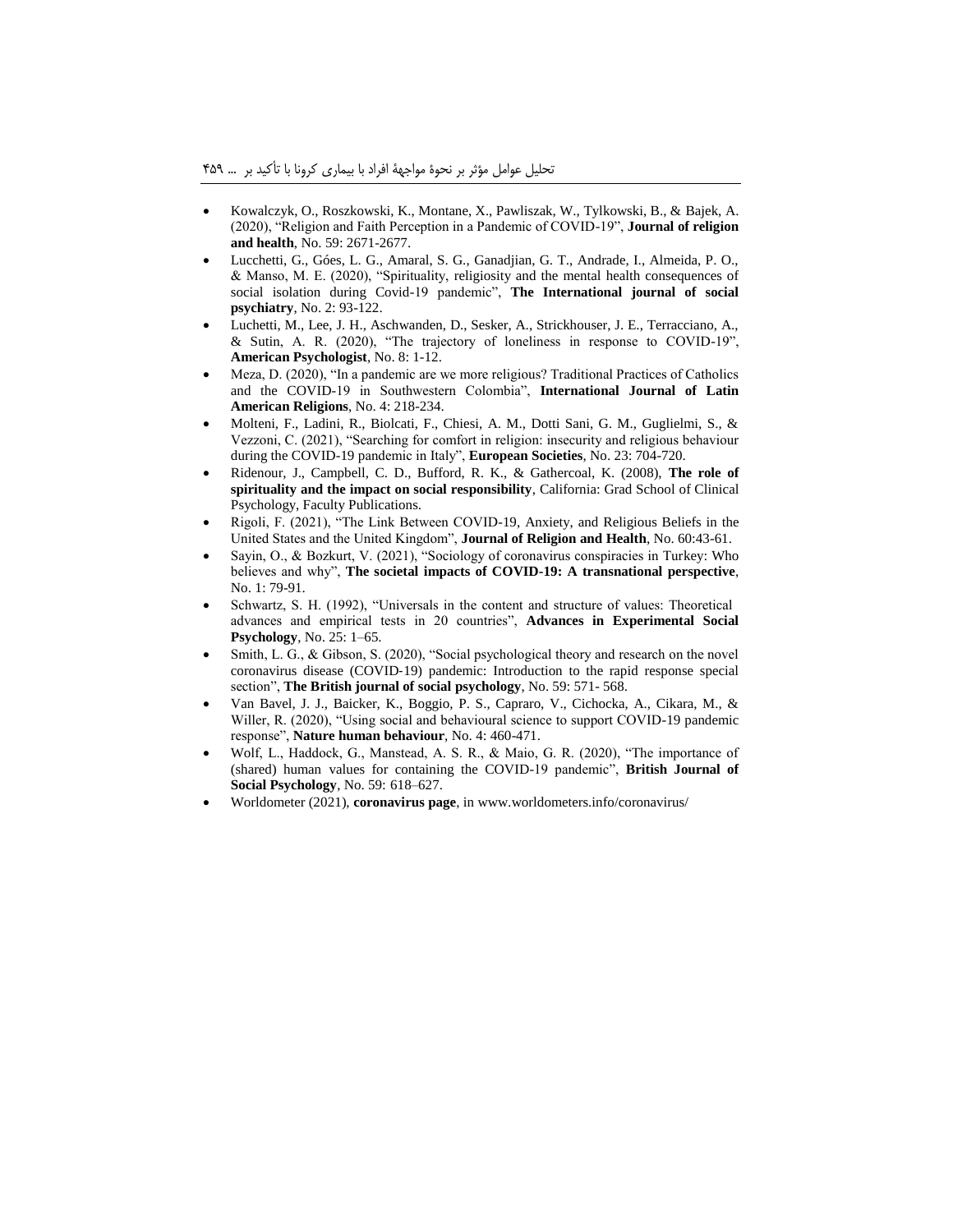- Kowalczyk, O., Roszkowski, K., Montane, X., Pawliszak, W., Tylkowski, B., & Bajek, A. (2020), "Religion and Faith Perception in a Pandemic of COVID-19", **Journal of religion and health**, No. 59: 2671-2677.
- Lucchetti, G., Góes, L. G., Amaral, S. G., Ganadjian, G. T., Andrade, I., Almeida, P. O., & Manso, M. E. (2020), "Spirituality, religiosity and the mental health consequences of social isolation during Covid-19 pandemic", **The International journal of social psychiatry**, No. 2: 93-122.
- Luchetti, M., Lee, J. H., Aschwanden, D., Sesker, A., Strickhouser, J. E., Terracciano, A., & Sutin, A. R. (2020), "The trajectory of loneliness in response to COVID-19", **American Psychologist**, No. 8: 1-12.
- Meza, D. (2020), "In a pandemic are we more religious? Traditional Practices of Catholics and the COVID-19 in Southwestern Colombia", **International Journal of Latin American Religions**, No. 4: 218-234.
- Molteni, F., Ladini, R., Biolcati, F., Chiesi, A. M., Dotti Sani, G. M., Guglielmi, S., & Vezzoni, C. (2021), "Searching for comfort in religion: insecurity and religious behaviour during the COVID-19 pandemic in Italy", **European Societies**, No. 23: 704-720.
- Ridenour, J., Campbell, C. D., Bufford, R. K., & Gathercoal, K. (2008), **The role of spirituality and the impact on social responsibility**, California: Grad School of Clinical Psychology, Faculty Publications.
- Rigoli, F. (2021), "The Link Between COVID-19, Anxiety, and Religious Beliefs in the United States and the United Kingdom", **Journal of Religion and Health**, No. 60:43-61.
- Sayin, O., & Bozkurt, V. (2021), "Sociology of coronavirus conspiracies in Turkey: Who believes and why", **The societal impacts of COVID-19: A transnational perspective**, No. 1: 79-91.
- Schwartz, S. H. (1992), "Universals in the content and structure of values: Theoretical advances and empirical tests in 20 countries", **Advances in Experimental Social Psychology**, No. 25: 1–65.
- Smith, L. G., & Gibson, S. (2020), "Social psychological theory and research on the novel coronavirus disease (COVID-19) pandemic: Introduction to the rapid response special section", **The British journal of social psychology**, No. 59: 571- 568.
- Van Bavel, J. J., Baicker, K., Boggio, P. S., Capraro, V., Cichocka, A., Cikara, M., & Willer, R. (2020), "Using social and behavioural science to support COVID-19 pandemic response", **Nature human behaviour**, No. 4: 460-471.
- Wolf, L., Haddock, G., Manstead, A. S. R., & Maio, G. R. (2020), "The importance of (shared) human values for containing the COVID-19 pandemic", **British Journal of Social Psychology**, No. 59: 618–627.
- Worldometer (2021), **coronavirus page**, in www.worldometers.info/coronavirus/